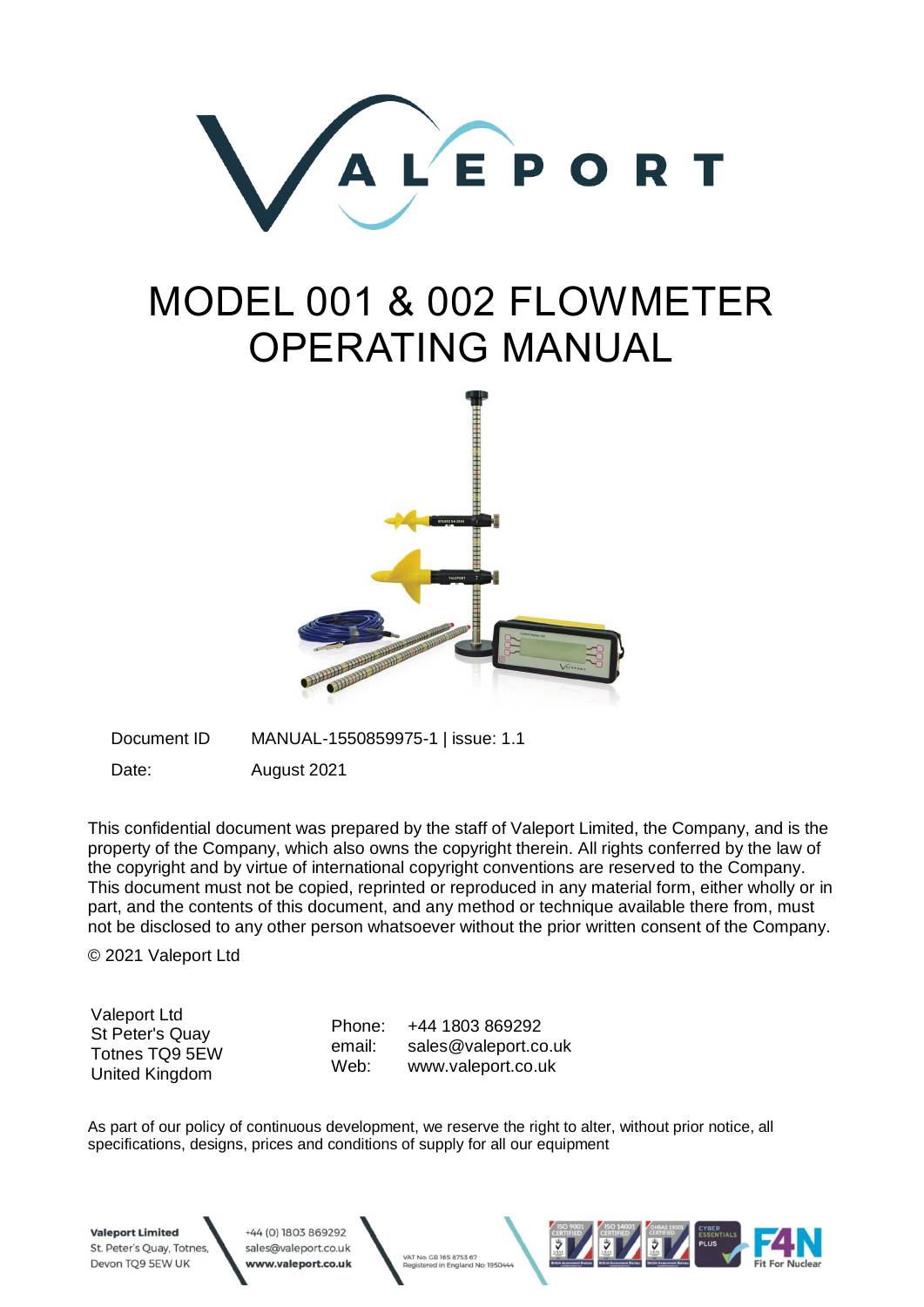# MODEL 001 & 002 FLOWMETER OPERATING MANUAL

| | |
|---|---|
| Document ID | MANUAL-1550859975-1 \| issue: 1.1 |
| Date: | August 2021 |

This confidential document was prepared by the staff of Valeport Limited, the Company, and is the property of the Company, which also owns the copyright therein. All rights conferred by the law of the copyright and by virtue of international copyright conventions are reserved to the Company. This document must not be copied, reprinted or reproduced in any material form, either wholly or in part, and the contents of this document, and any method or technique available there from, must not be disclosed to any other person whatsoever without the prior written consent of the Company.

© 2021 Valeport Ltd

Valeport Ltd
St Peter's Quay
Totnes TQ9 5EW
United Kingdom

Phone: +44 1803 869292
email: sales@valeport.co.uk
Web: www.valeport.co.uk

As part of our policy of continuous development, we reserve the right to alter, without prior notice, all specifications, designs, prices and conditions of supply for all our equipment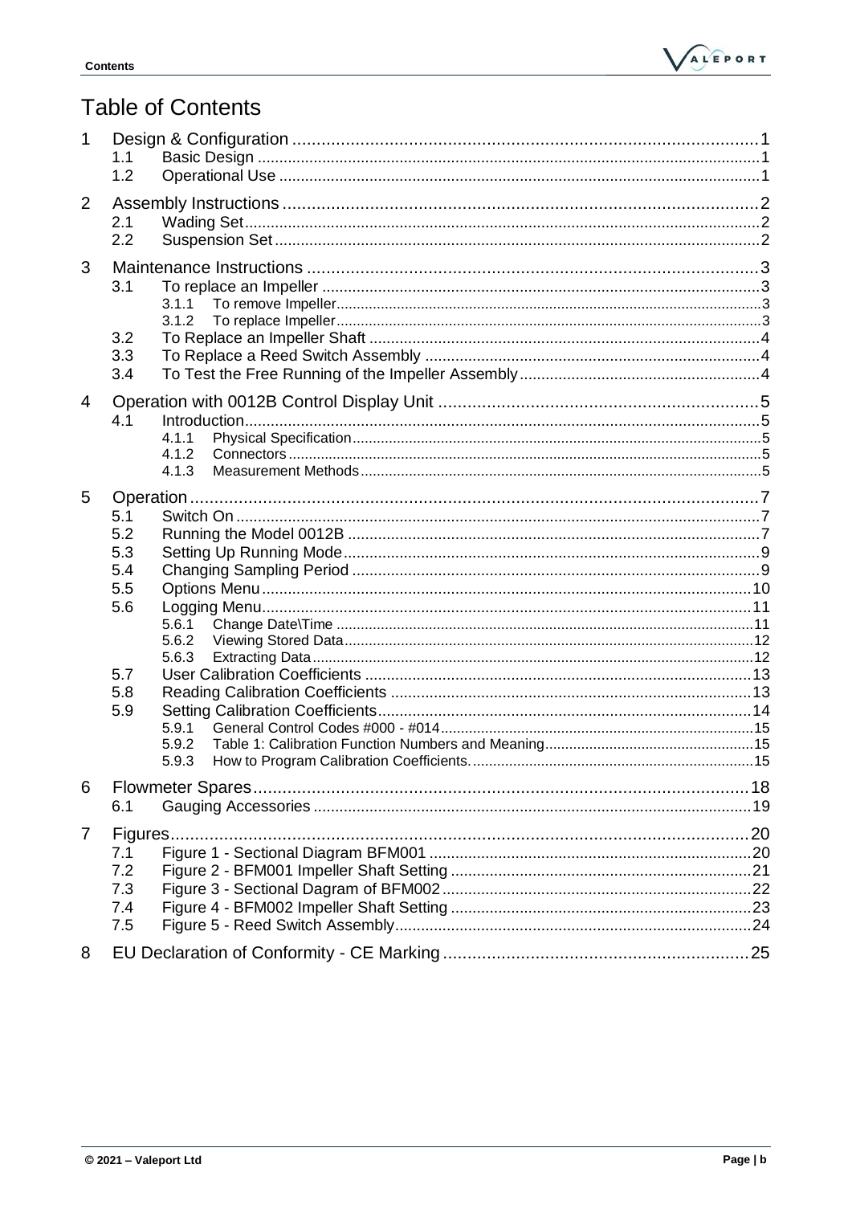# Table of Contents

1 Design & Configuration ....................................................................................1
  1.1 Basic Design .....................................................................................................1
  1.2 Operational Use .................................................................................................1

2 Assembly Instructions .........................................................................................2
  2.1 Wading Set.........................................................................................................2
  2.2 Suspension Set ...................................................................................................2

3 Maintenance Instructions .....................................................................................3
  3.1 To replace an Impeller ........................................................................................3
    3.1.1 To remove Impeller.......................................................................................3
    3.1.2 To replace Impeller.......................................................................................3
  3.2 To Replace an Impeller Shaft ..............................................................................4
  3.3 To Replace a Reed Switch Assembly ..................................................................4
  3.4 To Test the Free Running of the Impeller Assembly..........................................4

4 Operation with 0012B Control Display Unit .........................................................5
  4.1 Introduction.........................................................................................................5
    4.1.1 Physical Specification....................................................................................5
    4.1.2 Connectors ....................................................................................................5
    4.1.3 Measurement Methods...................................................................................5

5 Operation..............................................................................................................7
  5.1 Switch On ...........................................................................................................7
  5.2 Running the Model 0012B ..................................................................................7
  5.3 Setting Up Running Mode...................................................................................9
  5.4 Changing Sampling Period .................................................................................9
  5.5 Options Menu....................................................................................................10
  5.6 Logging Menu....................................................................................................11
    5.6.1 Change Date\Time .......................................................................................11
    5.6.2 Viewing Stored Data.....................................................................................12
    5.6.3 Extracting Data.............................................................................................12
  5.7 User Calibration Coefficients ............................................................................13
  5.8 Reading Calibration Coefficients ......................................................................13
  5.9 Setting Calibration Coefficients.........................................................................14
    5.9.1 General Control Codes #000 - #014.............................................................15
    5.9.2 Table 1: Calibration Function Numbers and Meaning....................................15
    5.9.3 How to Program Calibration Coefficients.......................................................15

6 Flowmeter Spares................................................................................................18
  6.1 Gauging Accessories ........................................................................................19

7 Figures................................................................................................................20
  7.1 Figure 1 - Sectional Diagram BFM001 ..............................................................20
  7.2 Figure 2 - BFM001 Impeller Shaft Setting .........................................................21
  7.3 Figure 3 - Sectional Dagram of BFM002...........................................................22
  7.4 Figure 4 - BFM002 Impeller Shaft Setting .........................................................23
  7.5 Figure 5 - Reed Switch Assembly......................................................................24

8 EU Declaration of Conformity - CE Marking .......................................................25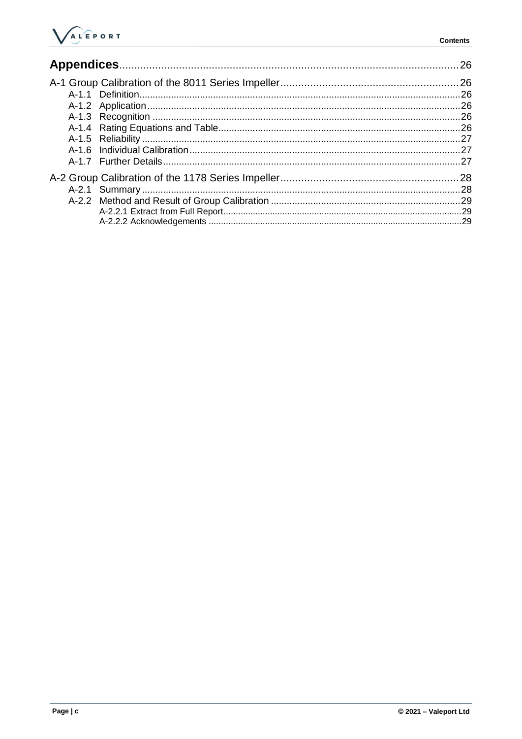**Appendices** ..... 26

A-1 Group Calibration of the 8011 Series Impeller ..... 26
- A-1.1 Definition ..... 26
- A-1.2 Application ..... 26
- A-1.3 Recognition ..... 26
- A-1.4 Rating Equations and Table ..... 26
- A-1.5 Reliability ..... 27
- A-1.6 Individual Calibration ..... 27
- A-1.7 Further Details ..... 27

A-2 Group Calibration of the 1178 Series Impeller ..... 28
- A-2.1 Summary ..... 28
- A-2.2 Method and Result of Group Calibration ..... 29
  - A-2.2.1 Extract from Full Report ..... 29
  - A-2.2.2 Acknowledgements ..... 29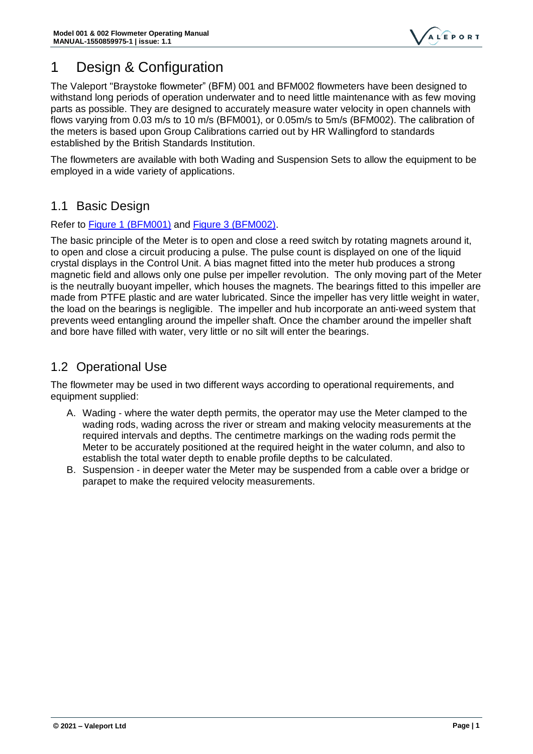# 1 Design & Configuration

The Valeport "Braystoke flowmeter" (BFM) 001 and BFM002 flowmeters have been designed to withstand long periods of operation underwater and to need little maintenance with as few moving parts as possible. They are designed to accurately measure water velocity in open channels with flows varying from 0.03 m/s to 10 m/s (BFM001), or 0.05m/s to 5m/s (BFM002). The calibration of the meters is based upon Group Calibrations carried out by HR Wallingford to standards established by the British Standards Institution.

The flowmeters are available with both Wading and Suspension Sets to allow the equipment to be employed in a wide variety of applications.

## 1.1 Basic Design

Refer to Figure 1 (BFM001) and Figure 3 (BFM002).

The basic principle of the Meter is to open and close a reed switch by rotating magnets around it, to open and close a circuit producing a pulse. The pulse count is displayed on one of the liquid crystal displays in the Control Unit. A bias magnet fitted into the meter hub produces a strong magnetic field and allows only one pulse per impeller revolution. The only moving part of the Meter is the neutrally buoyant impeller, which houses the magnets. The bearings fitted to this impeller are made from PTFE plastic and are water lubricated. Since the impeller has very little weight in water, the load on the bearings is negligible. The impeller and hub incorporate an anti-weed system that prevents weed entangling around the impeller shaft. Once the chamber around the impeller shaft and bore have filled with water, very little or no silt will enter the bearings.

## 1.2 Operational Use

The flowmeter may be used in two different ways according to operational requirements, and equipment supplied:

A. Wading - where the water depth permits, the operator may use the Meter clamped to the wading rods, wading across the river or stream and making velocity measurements at the required intervals and depths. The centimetre markings on the wading rods permit the Meter to be accurately positioned at the required height in the water column, and also to establish the total water depth to enable profile depths to be calculated.
B. Suspension - in deeper water the Meter may be suspended from a cable over a bridge or parapet to make the required velocity measurements.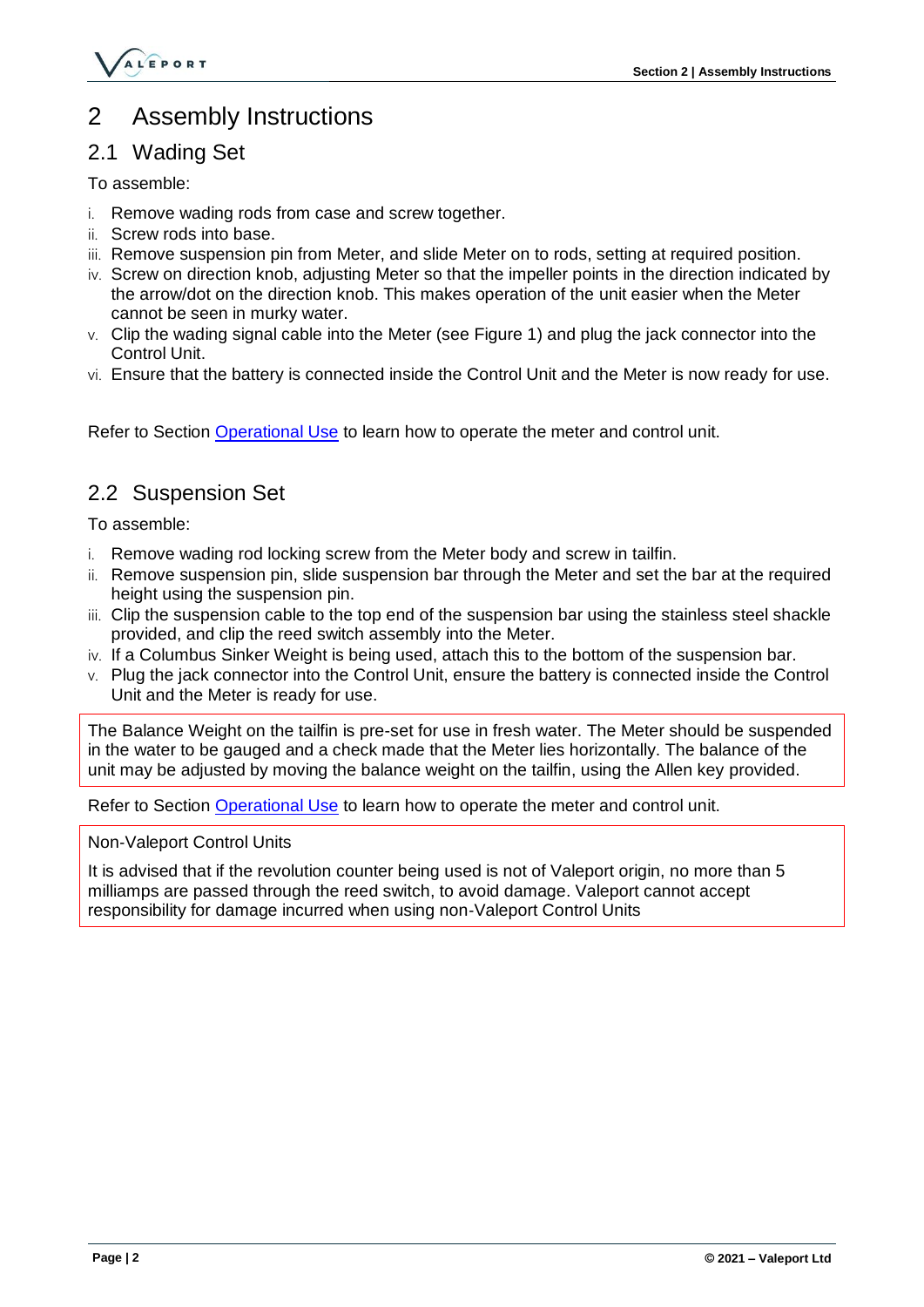# 2 Assembly Instructions

## 2.1 Wading Set

To assemble:

i. Remove wading rods from case and screw together.
ii. Screw rods into base.
iii. Remove suspension pin from Meter, and slide Meter on to rods, setting at required position.
iv. Screw on direction knob, adjusting Meter so that the impeller points in the direction indicated by the arrow/dot on the direction knob. This makes operation of the unit easier when the Meter cannot be seen in murky water.
v. Clip the wading signal cable into the Meter (see Figure 1) and plug the jack connector into the Control Unit.
vi. Ensure that the battery is connected inside the Control Unit and the Meter is now ready for use.

Refer to Section Operational Use to learn how to operate the meter and control unit.

## 2.2 Suspension Set

To assemble:

i. Remove wading rod locking screw from the Meter body and screw in tailfin.
ii. Remove suspension pin, slide suspension bar through the Meter and set the bar at the required height using the suspension pin.
iii. Clip the suspension cable to the top end of the suspension bar using the stainless steel shackle provided, and clip the reed switch assembly into the Meter.
iv. If a Columbus Sinker Weight is being used, attach this to the bottom of the suspension bar.
v. Plug the jack connector into the Control Unit, ensure the battery is connected inside the Control Unit and the Meter is ready for use.

The Balance Weight on the tailfin is pre-set for use in fresh water. The Meter should be suspended in the water to be gauged and a check made that the Meter lies horizontally. The balance of the unit may be adjusted by moving the balance weight on the tailfin, using the Allen key provided.

Refer to Section Operational Use to learn how to operate the meter and control unit.

Non-Valeport Control Units

It is advised that if the revolution counter being used is not of Valeport origin, no more than 5 milliamps are passed through the reed switch, to avoid damage. Valeport cannot accept responsibility for damage incurred when using non-Valeport Control Units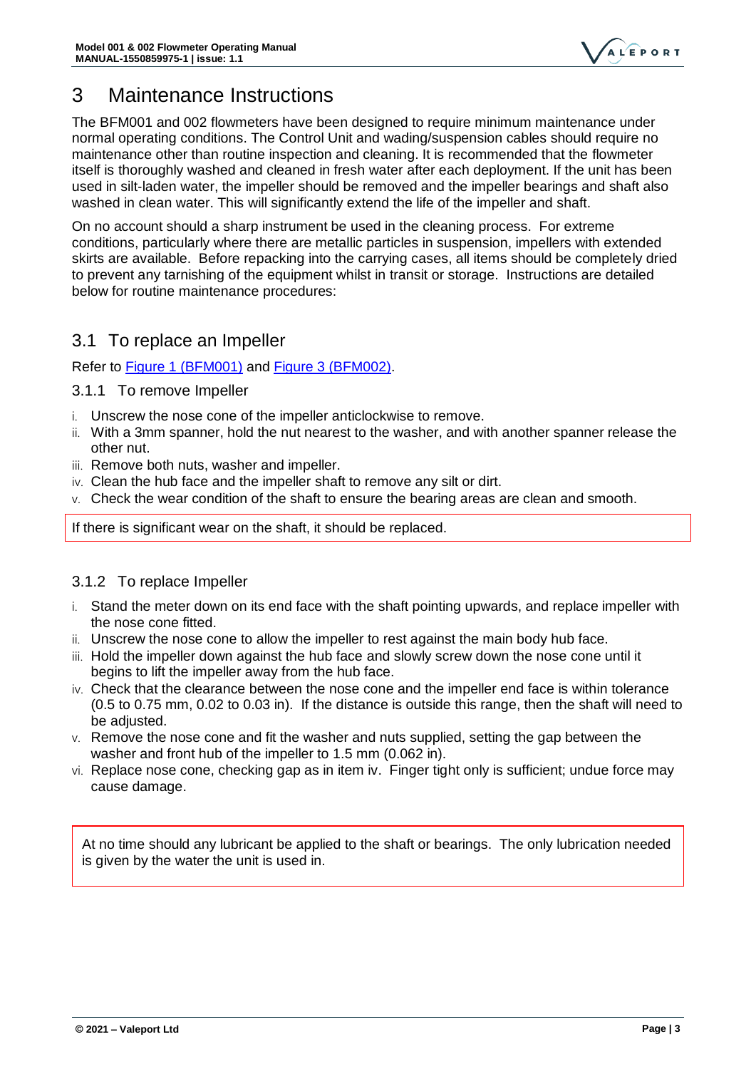# 3 Maintenance Instructions

The BFM001 and 002 flowmeters have been designed to require minimum maintenance under normal operating conditions. The Control Unit and wading/suspension cables should require no maintenance other than routine inspection and cleaning. It is recommended that the flowmeter itself is thoroughly washed and cleaned in fresh water after each deployment. If the unit has been used in silt-laden water, the impeller should be removed and the impeller bearings and shaft also washed in clean water. This will significantly extend the life of the impeller and shaft.

On no account should a sharp instrument be used in the cleaning process. For extreme conditions, particularly where there are metallic particles in suspension, impellers with extended skirts are available. Before repacking into the carrying cases, all items should be completely dried to prevent any tarnishing of the equipment whilst in transit or storage. Instructions are detailed below for routine maintenance procedures:

## 3.1 To replace an Impeller

Refer to Figure 1 (BFM001) and Figure 3 (BFM002).

### 3.1.1 To remove Impeller

i. Unscrew the nose cone of the impeller anticlockwise to remove.
ii. With a 3mm spanner, hold the nut nearest to the washer, and with another spanner release the other nut.
iii. Remove both nuts, washer and impeller.
iv. Clean the hub face and the impeller shaft to remove any silt or dirt.
v. Check the wear condition of the shaft to ensure the bearing areas are clean and smooth.

If there is significant wear on the shaft, it should be replaced.

### 3.1.2 To replace Impeller

i. Stand the meter down on its end face with the shaft pointing upwards, and replace impeller with the nose cone fitted.
ii. Unscrew the nose cone to allow the impeller to rest against the main body hub face.
iii. Hold the impeller down against the hub face and slowly screw down the nose cone until it begins to lift the impeller away from the hub face.
iv. Check that the clearance between the nose cone and the impeller end face is within tolerance (0.5 to 0.75 mm, 0.02 to 0.03 in). If the distance is outside this range, then the shaft will need to be adjusted.
v. Remove the nose cone and fit the washer and nuts supplied, setting the gap between the washer and front hub of the impeller to 1.5 mm (0.062 in).
vi. Replace nose cone, checking gap as in item iv. Finger tight only is sufficient; undue force may cause damage.

At no time should any lubricant be applied to the shaft or bearings. The only lubrication needed is given by the water the unit is used in.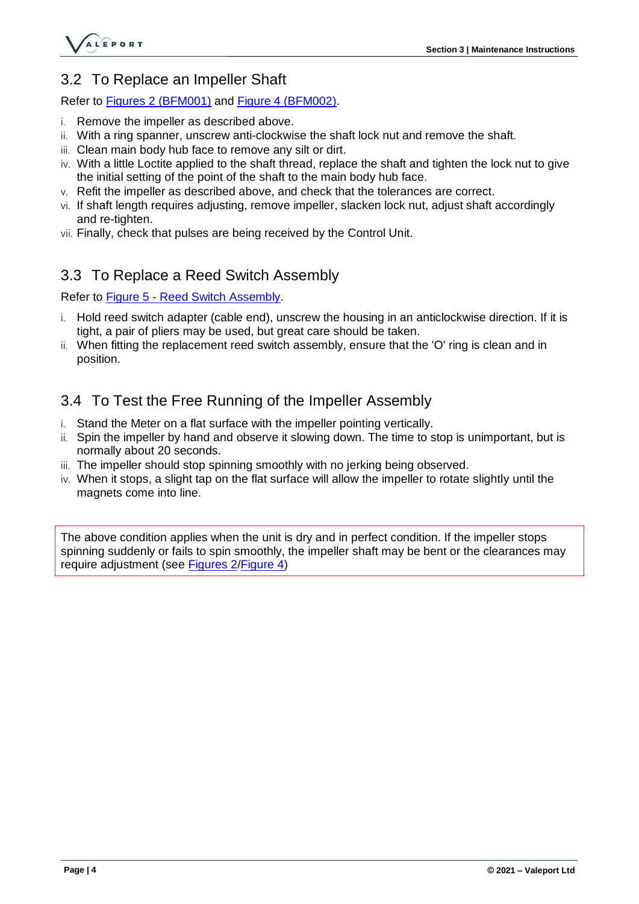## 3.2 To Replace an Impeller Shaft

Refer to Figures 2 (BFM001) and Figure 4 (BFM002).

i. Remove the impeller as described above.
ii. With a ring spanner, unscrew anti-clockwise the shaft lock nut and remove the shaft.
iii. Clean main body hub face to remove any silt or dirt.
iv. With a little Loctite applied to the shaft thread, replace the shaft and tighten the lock nut to give the initial setting of the point of the shaft to the main body hub face.
v. Refit the impeller as described above, and check that the tolerances are correct.
vi. If shaft length requires adjusting, remove impeller, slacken lock nut, adjust shaft accordingly and re-tighten.
vii. Finally, check that pulses are being received by the Control Unit.

## 3.3 To Replace a Reed Switch Assembly

Refer to Figure 5 - Reed Switch Assembly.

i. Hold reed switch adapter (cable end), unscrew the housing in an anticlockwise direction. If it is tight, a pair of pliers may be used, but great care should be taken.
ii. When fitting the replacement reed switch assembly, ensure that the 'O' ring is clean and in position.

## 3.4 To Test the Free Running of the Impeller Assembly

i. Stand the Meter on a flat surface with the impeller pointing vertically.
ii. Spin the impeller by hand and observe it slowing down. The time to stop is unimportant, but is normally about 20 seconds.
iii. The impeller should stop spinning smoothly with no jerking being observed.
iv. When it stops, a slight tap on the flat surface will allow the impeller to rotate slightly until the magnets come into line.

> The above condition applies when the unit is dry and in perfect condition. If the impeller stops spinning suddenly or fails to spin smoothly, the impeller shaft may be bent or the clearances may require adjustment (see Figures 2/Figure 4)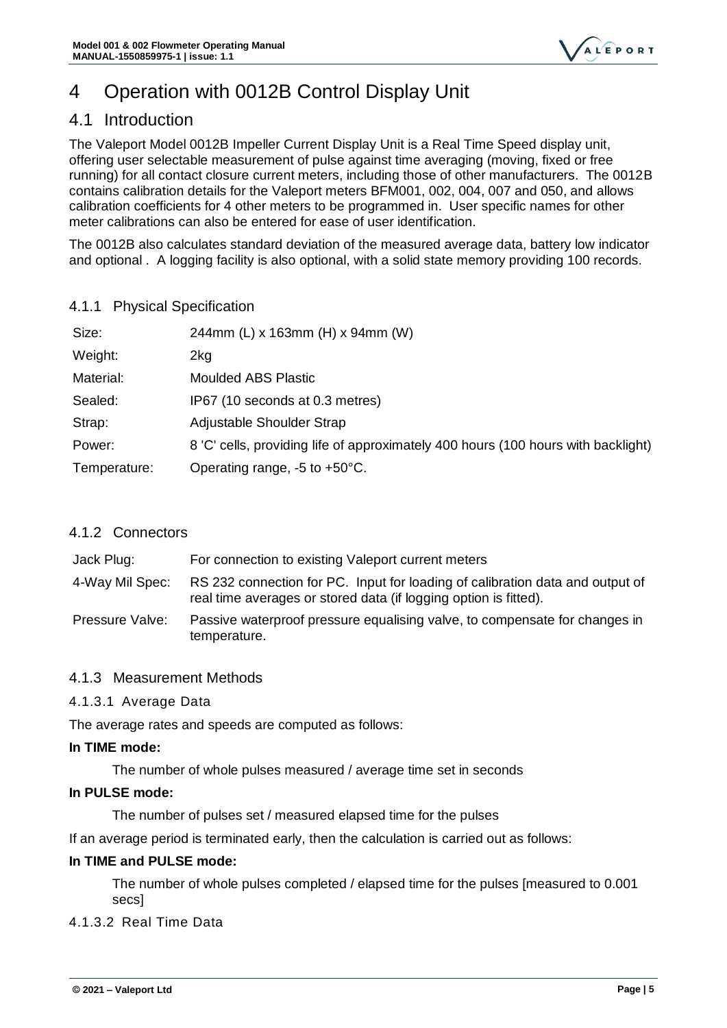# 4 Operation with 0012B Control Display Unit

## 4.1 Introduction

The Valeport Model 0012B Impeller Current Display Unit is a Real Time Speed display unit, offering user selectable measurement of pulse against time averaging (moving, fixed or free running) for all contact closure current meters, including those of other manufacturers. The 0012B contains calibration details for the Valeport meters BFM001, 002, 004, 007 and 050, and allows calibration coefficients for 4 other meters to be programmed in. User specific names for other meter calibrations can also be entered for ease of user identification.

The 0012B also calculates standard deviation of the measured average data, battery low indicator and optional . A logging facility is also optional, with a solid state memory providing 100 records.

### 4.1.1 Physical Specification

| | |
|---|---|
| Size: | 244mm (L) x 163mm (H) x 94mm (W) |
| Weight: | 2kg |
| Material: | Moulded ABS Plastic |
| Sealed: | IP67 (10 seconds at 0.3 metres) |
| Strap: | Adjustable Shoulder Strap |
| Power: | 8 'C' cells, providing life of approximately 400 hours (100 hours with backlight) |
| Temperature: | Operating range, -5 to +50°C. |

### 4.1.2 Connectors

| | |
|---|---|
| Jack Plug: | For connection to existing Valeport current meters |
| 4-Way Mil Spec: | RS 232 connection for PC. Input for loading of calibration data and output of real time averages or stored data (if logging option is fitted). |
| Pressure Valve: | Passive waterproof pressure equalising valve, to compensate for changes in temperature. |

### 4.1.3 Measurement Methods

#### 4.1.3.1 Average Data

The average rates and speeds are computed as follows:

**In TIME mode:**

The number of whole pulses measured / average time set in seconds

**In PULSE mode:**

The number of pulses set / measured elapsed time for the pulses

If an average period is terminated early, then the calculation is carried out as follows:

**In TIME and PULSE mode:**

The number of whole pulses completed / elapsed time for the pulses [measured to 0.001 secs]

#### 4.1.3.2 Real Time Data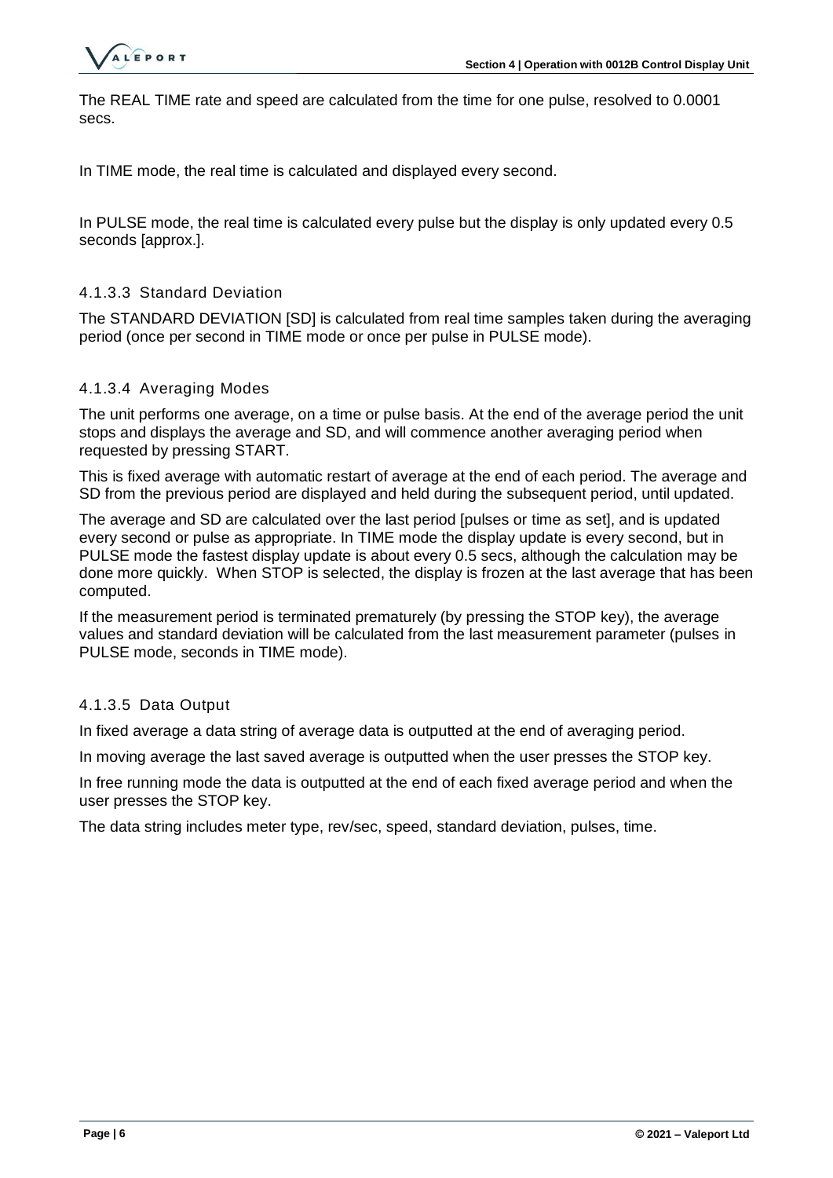The REAL TIME rate and speed are calculated from the time for one pulse, resolved to 0.0001 secs.

In TIME mode, the real time is calculated and displayed every second.

In PULSE mode, the real time is calculated every pulse but the display is only updated every 0.5 seconds [approx.].

#### 4.1.3.3 Standard Deviation

The STANDARD DEVIATION [SD] is calculated from real time samples taken during the averaging period (once per second in TIME mode or once per pulse in PULSE mode).

#### 4.1.3.4 Averaging Modes

The unit performs one average, on a time or pulse basis. At the end of the average period the unit stops and displays the average and SD, and will commence another averaging period when requested by pressing START.

This is fixed average with automatic restart of average at the end of each period. The average and SD from the previous period are displayed and held during the subsequent period, until updated.

The average and SD are calculated over the last period [pulses or time as set], and is updated every second or pulse as appropriate. In TIME mode the display update is every second, but in PULSE mode the fastest display update is about every 0.5 secs, although the calculation may be done more quickly. When STOP is selected, the display is frozen at the last average that has been computed.

If the measurement period is terminated prematurely (by pressing the STOP key), the average values and standard deviation will be calculated from the last measurement parameter (pulses in PULSE mode, seconds in TIME mode).

#### 4.1.3.5 Data Output

In fixed average a data string of average data is outputted at the end of averaging period.

In moving average the last saved average is outputted when the user presses the STOP key.

In free running mode the data is outputted at the end of each fixed average period and when the user presses the STOP key.

The data string includes meter type, rev/sec, speed, standard deviation, pulses, time.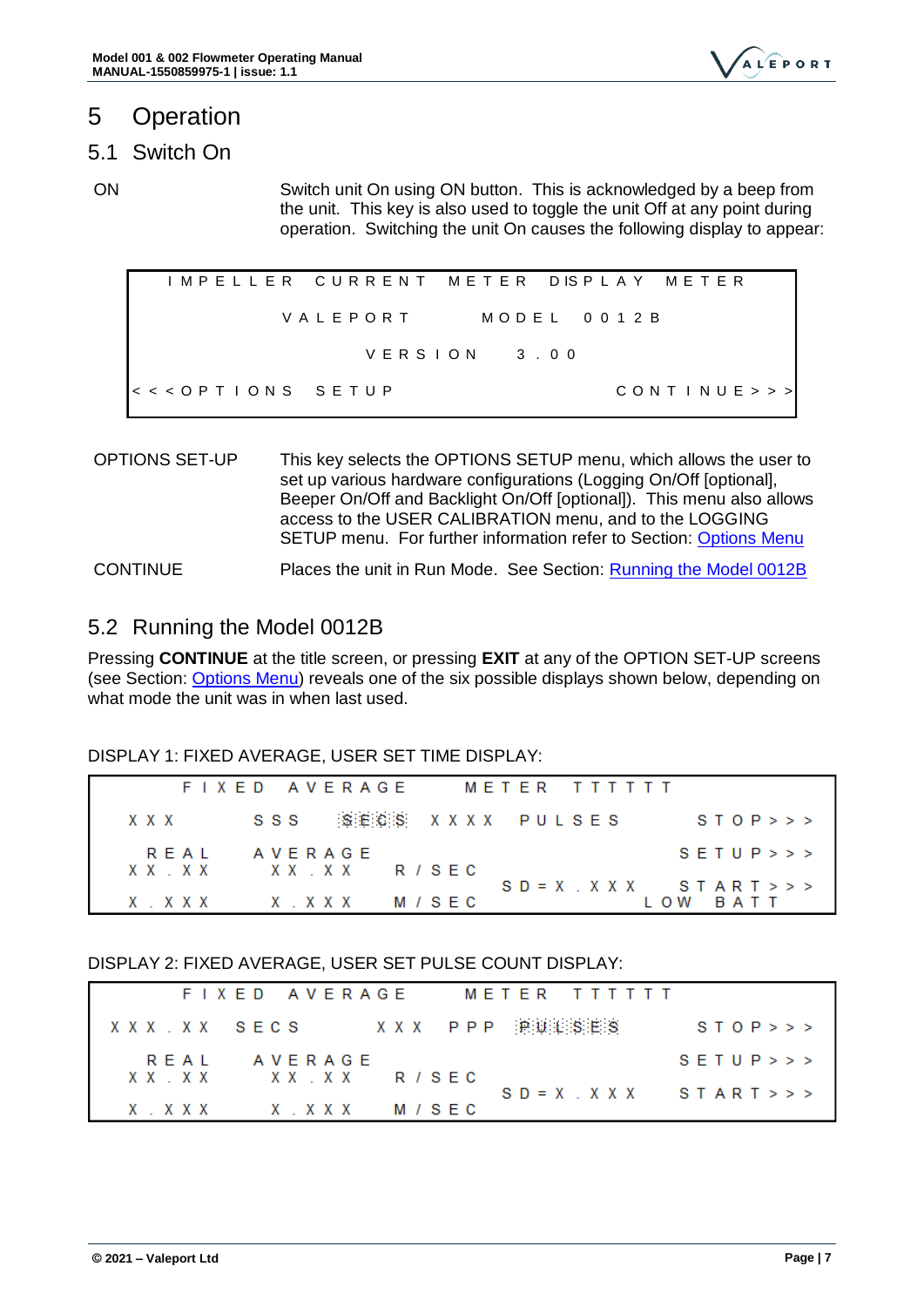# 5 Operation

## 5.1 Switch On

ON

Switch unit On using ON button. This is acknowledged by a beep from the unit. This key is also used to toggle the unit Off at any point during operation. Switching the unit On causes the following display to appear:

```
IMPELLER CURRENT METER DISPLAY METER

        VALEPORT      MODEL 0012B

             VERSION  3.00

<<<OPTIONS SETUP                CONTINUE>>>
```

OPTIONS SET-UP

This key selects the OPTIONS SETUP menu, which allows the user to set up various hardware configurations (Logging On/Off [optional], Beeper On/Off and Backlight On/Off [optional]). This menu also allows access to the USER CALIBRATION menu, and to the LOGGING SETUP menu. For further information refer to Section: Options Menu

CONTINUE

Places the unit in Run Mode. See Section: Running the Model 0012B

## 5.2 Running the Model 0012B

Pressing **CONTINUE** at the title screen, or pressing **EXIT** at any of the OPTION SET-UP screens (see Section: Options Menu) reveals one of the six possible displays shown below, depending on what mode the unit was in when last used.

DISPLAY 1: FIXED AVERAGE, USER SET TIME DISPLAY:

```
     FIXED AVERAGE    METER TTTTTT

 XXX     SSS   SECS  XXXX  PULSES     STOP>>>

  REAL    AVERAGE                    SETUP>>>
 XX.XX     XX.XX   R/SEC
                          SD=X.XXX    START>>>
 X.XXX     X.XXX   M/SEC            LOW BATT
```

DISPLAY 2: FIXED AVERAGE, USER SET PULSE COUNT DISPLAY:

```
     FIXED AVERAGE    METER TTTTTT

 XXX.XX  SECS    XXX  PPP  PULSES     STOP>>>

  REAL    AVERAGE                    SETUP>>>
 XX.XX     XX.XX   R/SEC
                          SD=X.XXX    START>>>
 X.XXX     X.XXX   M/SEC
```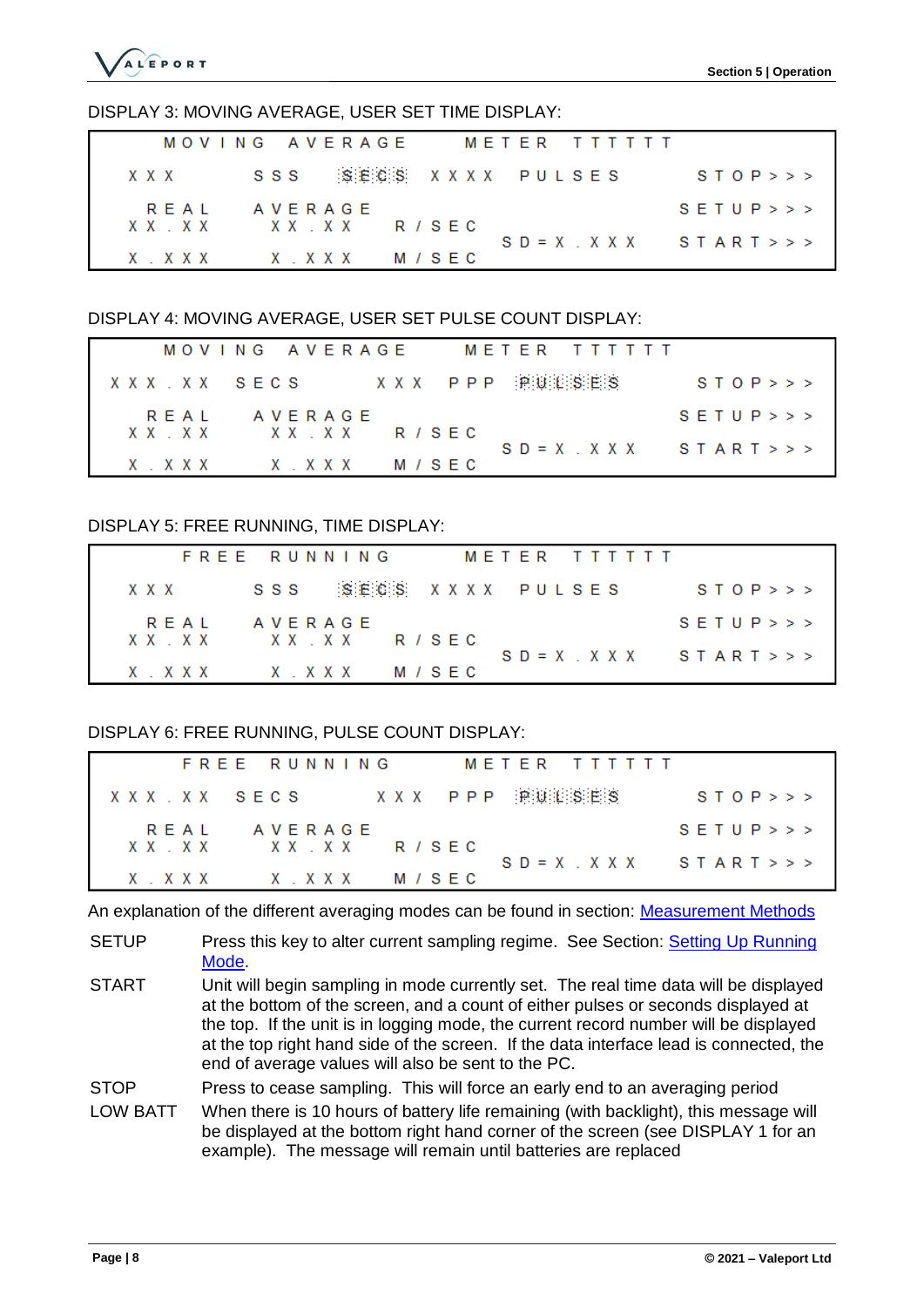DISPLAY 3: MOVING AVERAGE, USER SET TIME DISPLAY:

```
      MOVING  AVERAGE    METER  TTTTTT

  XXX      SSS   SECS  XXXX  PULSES      STOP>>>

   REAL    AVERAGE                       SETUP>>>
  XX.XX     XX.XX   R/SEC
                             SD=X.XXX    START>>>
  X.XXX     X.XXX   M/SEC
```

DISPLAY 4: MOVING AVERAGE, USER SET PULSE COUNT DISPLAY:

```
      MOVING  AVERAGE    METER  TTTTTT

 XXX.XX  SECS     XXX  PPP  PULSES       STOP>>>

   REAL    AVERAGE                       SETUP>>>
  XX.XX     XX.XX   R/SEC
                             SD=X.XXX    START>>>
  X.XXX     X.XXX   M/SEC
```

DISPLAY 5: FREE RUNNING, TIME DISPLAY:

```
       FREE  RUNNING     METER  TTTTTT

  XXX      SSS   SECS  XXXX  PULSES      STOP>>>

   REAL    AVERAGE                       SETUP>>>
  XX.XX     XX.XX   R/SEC
                             SD=X.XXX    START>>>
  X.XXX     X.XXX   M/SEC
```

DISPLAY 6: FREE RUNNING, PULSE COUNT DISPLAY:

```
       FREE  RUNNING     METER  TTTTTT

 XXX.XX  SECS     XXX  PPP  PULSES       STOP>>>

   REAL    AVERAGE                       SETUP>>>
  XX.XX     XX.XX   R/SEC
                             SD=X.XXX    START>>>
  X.XXX     X.XXX   M/SEC
```

An explanation of the different averaging modes can be found in section: Measurement Methods

| | |
|---|---|
| SETUP | Press this key to alter current sampling regime. See Section: Setting Up Running Mode. |
| START | Unit will begin sampling in mode currently set. The real time data will be displayed at the bottom of the screen, and a count of either pulses or seconds displayed at the top. If the unit is in logging mode, the current record number will be displayed at the top right hand side of the screen. If the data interface lead is connected, the end of average values will also be sent to the PC. |
| STOP | Press to cease sampling. This will force an early end to an averaging period |
| LOW BATT | When there is 10 hours of battery life remaining (with backlight), this message will be displayed at the bottom right hand corner of the screen (see DISPLAY 1 for an example). The message will remain until batteries are replaced |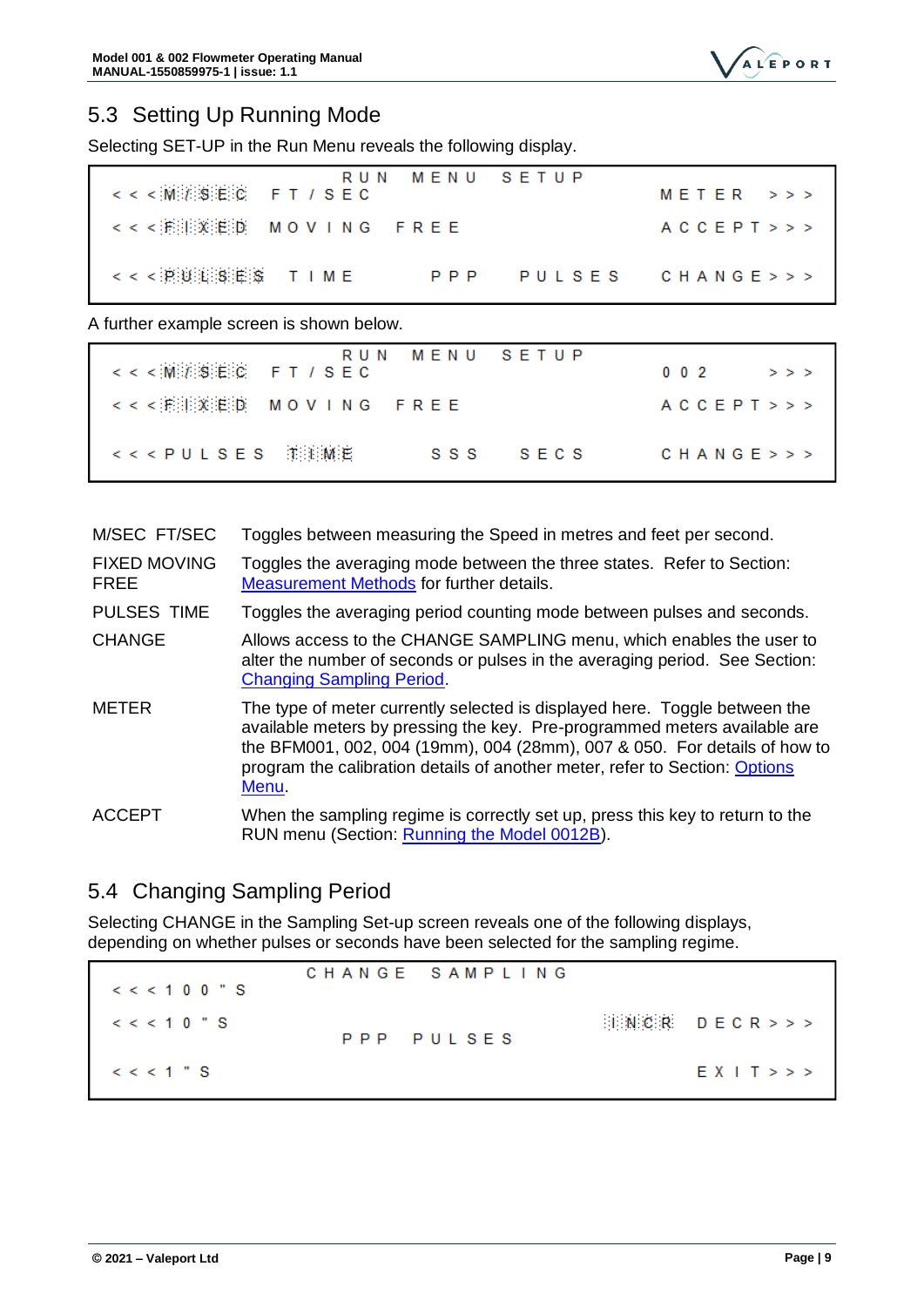## 5.3 Setting Up Running Mode

Selecting SET-UP in the Run Menu reveals the following display.

```
                    RUN  MENU  SETUP
<<<M/SEC  FT/SEC                          METER   >>>
<<<FIXED  MOVING  FREE                    ACCEPT>>>

<<<PULSES  TIME      PPP   PULSES         CHANGE>>>
```

A further example screen is shown below.

```
                    RUN  MENU  SETUP
<<<M/SEC  FT/SEC                          002     >>>
<<<FIXED  MOVING  FREE                    ACCEPT>>>

<<<PULSES  TIME      SSS   SECS           CHANGE>>>
```

| | |
|---|---|
| M/SEC FT/SEC | Toggles between measuring the Speed in metres and feet per second. |
| FIXED MOVING FREE | Toggles the averaging mode between the three states. Refer to Section: Measurement Methods for further details. |
| PULSES TIME | Toggles the averaging period counting mode between pulses and seconds. |
| CHANGE | Allows access to the CHANGE SAMPLING menu, which enables the user to alter the number of seconds or pulses in the averaging period. See Section: Changing Sampling Period. |
| METER | The type of meter currently selected is displayed here. Toggle between the available meters by pressing the key. Pre-programmed meters available are the BFM001, 002, 004 (19mm), 004 (28mm), 007 & 050. For details of how to program the calibration details of another meter, refer to Section: Options Menu. |
| ACCEPT | When the sampling regime is correctly set up, press this key to return to the RUN menu (Section: Running the Model 0012B). |

## 5.4 Changing Sampling Period

Selecting CHANGE in the Sampling Set-up screen reveals one of the following displays, depending on whether pulses or seconds have been selected for the sampling regime.

```
                CHANGE  SAMPLING
<<<100"S
<<<10"S                               INCR  DECR>>>
                   PPP  PULSES
<<<1"S                                      EXIT>>>
```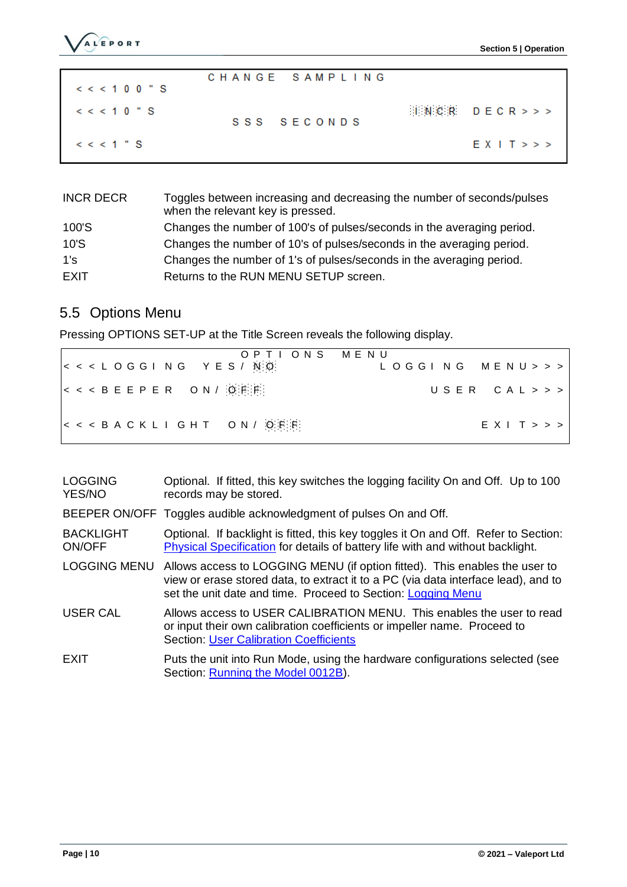```
                    CHANGE  SAMPLING
<<<100"S
<<<10"S                                   INCR  DECR>>>
                    SSS  SECONDS
<<<1"S                                          EXIT>>>
```

| | |
|---|---|
| INCR DECR | Toggles between increasing and decreasing the number of seconds/pulses when the relevant key is pressed. |
| 100'S | Changes the number of 100's of pulses/seconds in the averaging period. |
| 10'S | Changes the number of 10's of pulses/seconds in the averaging period. |
| 1's | Changes the number of 1's of pulses/seconds in the averaging period. |
| EXIT | Returns to the RUN MENU SETUP screen. |

## 5.5 Options Menu

Pressing OPTIONS SET-UP at the Title Screen reveals the following display.

```
                         OPTIONS  MENU
<<<LOGGING  YES/NO                    LOGGING  MENU>>>
<<<BEEPER  ON/OFF                          USER  CAL>>>
<<<BACKLIGHT  ON/OFF                             EXIT>>>
```

| | |
|---|---|
| LOGGING YES/NO | Optional. If fitted, this key switches the logging facility On and Off. Up to 100 records may be stored. |
| BEEPER ON/OFF | Toggles audible acknowledgment of pulses On and Off. |
| BACKLIGHT ON/OFF | Optional. If backlight is fitted, this key toggles it On and Off. Refer to Section: Physical Specification for details of battery life with and without backlight. |
| LOGGING MENU | Allows access to LOGGING MENU (if option fitted). This enables the user to view or erase stored data, to extract it to a PC (via data interface lead), and to set the unit date and time. Proceed to Section: Logging Menu |
| USER CAL | Allows access to USER CALIBRATION MENU. This enables the user to read or input their own calibration coefficients or impeller name. Proceed to Section: User Calibration Coefficients |
| EXIT | Puts the unit into Run Mode, using the hardware configurations selected (see Section: Running the Model 0012B). |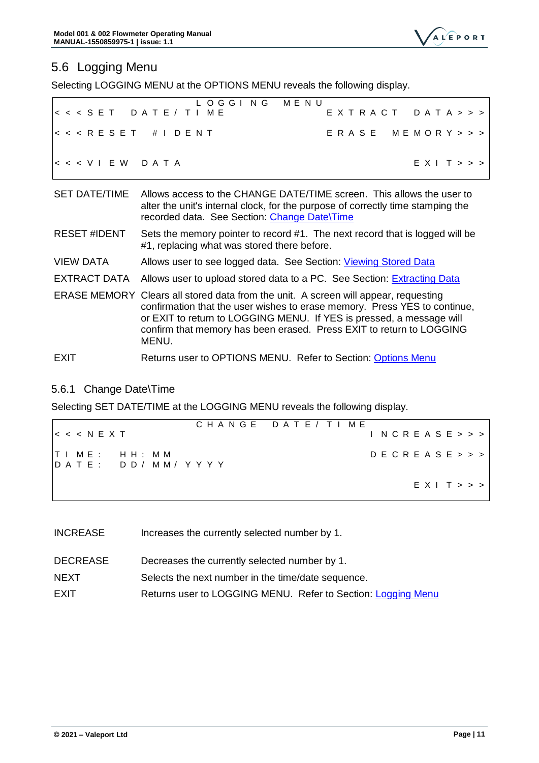## 5.6 Logging Menu

Selecting LOGGING MENU at the OPTIONS MENU reveals the following display.

```
                    LOGGING MENU
<<<SET DATE/TIME                        EXTRACT DATA>>>

<<<RESET #IDENT                         ERASE MEMORY>>>


<<<VIEW DATA                                    EXIT>>>
```

| | |
|---|---|
| SET DATE/TIME | Allows access to the CHANGE DATE/TIME screen. This allows the user to alter the unit's internal clock, for the purpose of correctly time stamping the recorded data. See Section: Change Date\Time |
| RESET #IDENT | Sets the memory pointer to record #1. The next record that is logged will be #1, replacing what was stored there before. |
| VIEW DATA | Allows user to see logged data. See Section: Viewing Stored Data |
| EXTRACT DATA | Allows user to upload stored data to a PC. See Section: Extracting Data |
| ERASE MEMORY | Clears all stored data from the unit. A screen will appear, requesting confirmation that the user wishes to erase memory. Press YES to continue, or EXIT to return to LOGGING MENU. If YES is pressed, a message will confirm that memory has been erased. Press EXIT to return to LOGGING MENU. |
| EXIT | Returns user to OPTIONS MENU. Refer to Section: Options Menu |

### 5.6.1 Change Date\Time

Selecting SET DATE/TIME at the LOGGING MENU reveals the following display.

```
                    CHANGE DATE/TIME
<<<NEXT                                     INCREASE>>>

TIME:  HH:MM                                DECREASE>>>
DATE:  DD/MM/YYYY

                                                EXIT>>>
```

| | |
|---|---|
| INCREASE | Increases the currently selected number by 1. |
| DECREASE | Decreases the currently selected number by 1. |
| NEXT | Selects the next number in the time/date sequence. |
| EXIT | Returns user to LOGGING MENU. Refer to Section: Logging Menu |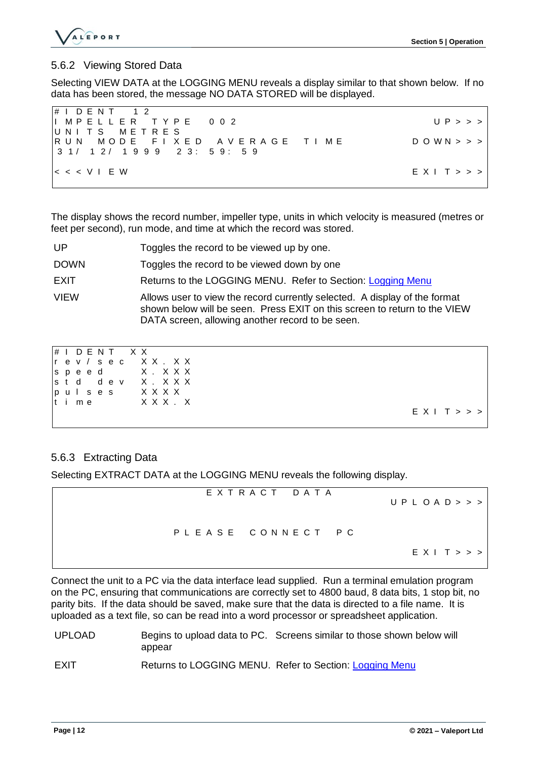### 5.6.2 Viewing Stored Data

Selecting VIEW DATA at the LOGGING MENU reveals a display similar to that shown below. If no data has been stored, the message NO DATA STORED will be displayed.

```
#IDENT  12
IMPELLER TYPE  002                                UP>>>
UNITS  METRES
RUN MODE FIXED AVERAGE TIME                     DOWN>>>
31/ 12/ 1999  23: 59: 59

<<<VIEW                                          EXIT>>>
```

The display shows the record number, impeller type, units in which velocity is measured (metres or feet per second), run mode, and time at which the record was stored.

| | |
|---|---|
| UP | Toggles the record to be viewed up by one. |
| DOWN | Toggles the record to be viewed down by one |
| EXIT | Returns to the LOGGING MENU. Refer to Section: Logging Menu |
| VIEW | Allows user to view the record currently selected. A display of the format shown below will be seen. Press EXIT on this screen to return to the VIEW DATA screen, allowing another record to be seen. |

```
#IDENT   XX
rev/sec  XX.XX
speed    X.XXX
std dev  X.XXX
pulses   XXXX
time     XXX.X
                                                 EXIT>>>
```

### 5.6.3 Extracting Data

Selecting EXTRACT DATA at the LOGGING MENU reveals the following display.

```
                    EXTRACT DATA
                                               UPLOAD>>>

                 PLEASE CONNECT PC

                                                 EXIT>>>
```

Connect the unit to a PC via the data interface lead supplied. Run a terminal emulation program on the PC, ensuring that communications are correctly set to 4800 baud, 8 data bits, 1 stop bit, no parity bits. If the data should be saved, make sure that the data is directed to a file name. It is uploaded as a text file, so can be read into a word processor or spreadsheet application.

| | |
|---|---|
| UPLOAD | Begins to upload data to PC. Screens similar to those shown below will appear |
| EXIT | Returns to LOGGING MENU. Refer to Section: Logging Menu |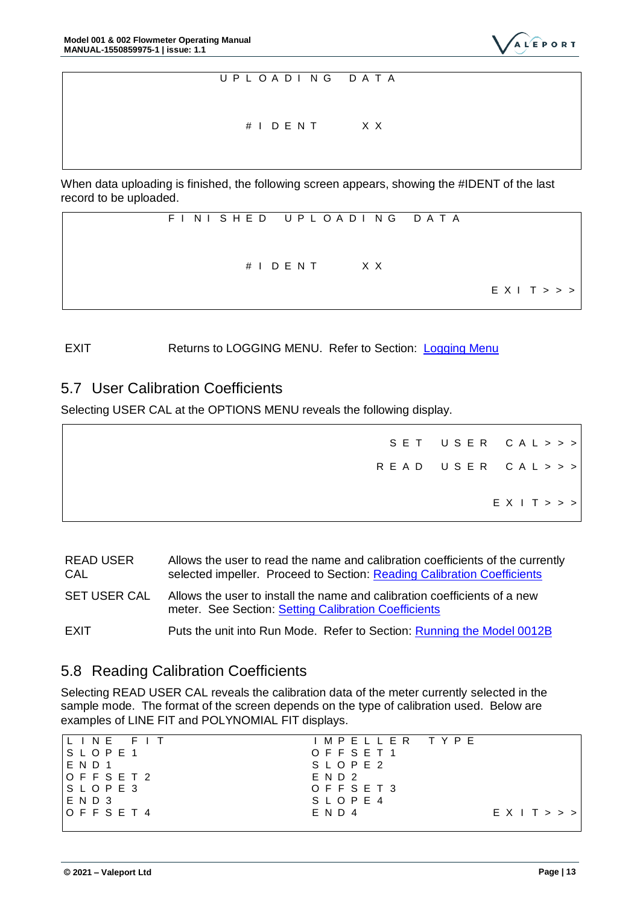```
UPLOADING DATA

#IDENT    XX
```

When data uploading is finished, the following screen appears, showing the #IDENT of the last record to be uploaded.

```
FINISHED UPLOADING DATA

#IDENT    XX

                                        EXIT>>>
```

| | |
|---|---|
| EXIT | Returns to LOGGING MENU. Refer to Section: Logging Menu |

## 5.7 User Calibration Coefficients

Selecting USER CAL at the OPTIONS MENU reveals the following display.

```
                                   SET USER CAL>>>
                                  READ USER CAL>>>

                                          EXIT>>>
```

| | |
|---|---|
| READ USER CAL | Allows the user to read the name and calibration coefficients of the currently selected impeller. Proceed to Section: Reading Calibration Coefficients |
| SET USER CAL | Allows the user to install the name and calibration coefficients of a new meter. See Section: Setting Calibration Coefficients |
| EXIT | Puts the unit into Run Mode. Refer to Section: Running the Model 0012B |

## 5.8 Reading Calibration Coefficients

Selecting READ USER CAL reveals the calibration data of the meter currently selected in the sample mode. The format of the screen depends on the type of calibration used. Below are examples of LINE FIT and POLYNOMIAL FIT displays.

```
LINE FIT                  IMPELLER TYPE
SLOPE1                    OFFSET1
END1                      SLOPE2
OFFSET2                   END2
SLOPE3                    OFFSET3
END3                      SLOPE4
OFFSET4                   END4                EXIT>>>
```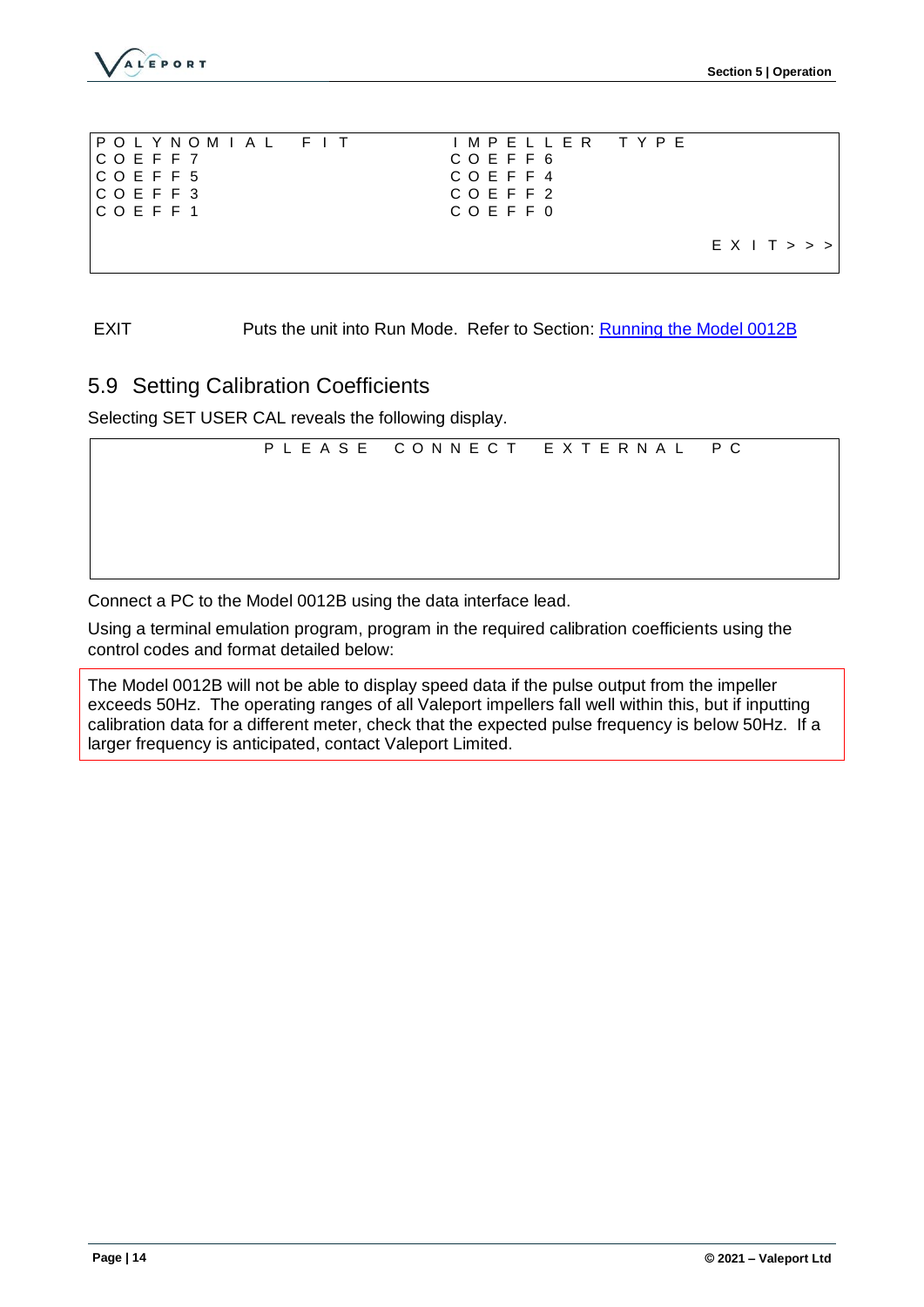```
P O L Y N O M I A L   F I T           I M P E L L E R   T Y P E
C O E F F 7                           C O E F F 6
C O E F F 5                           C O E F F 4
C O E F F 3                           C O E F F 2
C O E F F 1                           C O E F F 0

                                                              E X I T > > >
```

EXIT Puts the unit into Run Mode. Refer to Section: Running the Model 0012B

## 5.9 Setting Calibration Coefficients

Selecting SET USER CAL reveals the following display.

```
P L E A S E   C O N N E C T   E X T E R N A L   P C
```

Connect a PC to the Model 0012B using the data interface lead.

Using a terminal emulation program, program in the required calibration coefficients using the control codes and format detailed below:

> The Model 0012B will not be able to display speed data if the pulse output from the impeller exceeds 50Hz. The operating ranges of all Valeport impellers fall well within this, but if inputting calibration data for a different meter, check that the expected pulse frequency is below 50Hz. If a larger frequency is anticipated, contact Valeport Limited.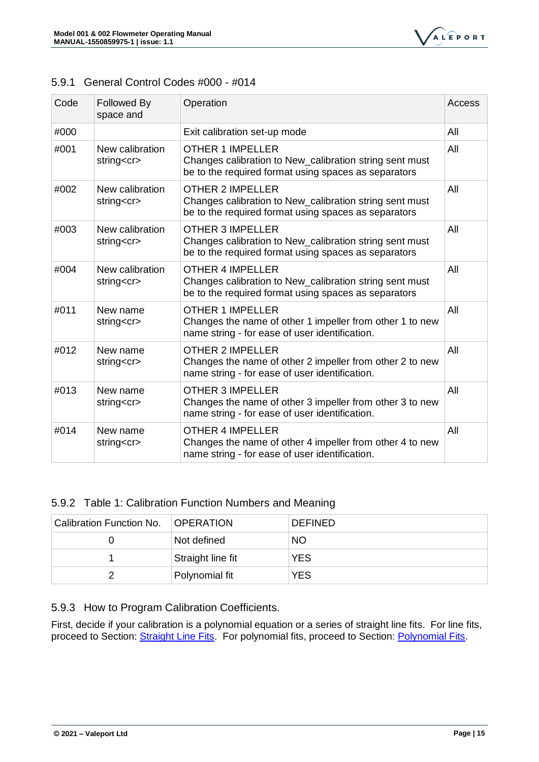### 5.9.1 General Control Codes #000 - #014

| Code | Followed By space and | Operation | Access |
|---|---|---|---|
| #000 | | Exit calibration set-up mode | All |
| #001 | New calibration string<cr> | OTHER 1 IMPELLER<br>Changes calibration to New_calibration string sent must be to the required format using spaces as separators | All |
| #002 | New calibration string<cr> | OTHER 2 IMPELLER<br>Changes calibration to New_calibration string sent must be to the required format using spaces as separators | All |
| #003 | New calibration string<cr> | OTHER 3 IMPELLER<br>Changes calibration to New_calibration string sent must be to the required format using spaces as separators | All |
| #004 | New calibration string<cr> | OTHER 4 IMPELLER<br>Changes calibration to New_calibration string sent must be to the required format using spaces as separators | All |
| #011 | New name string<cr> | OTHER 1 IMPELLER<br>Changes the name of other 1 impeller from other 1 to new name string - for ease of user identification. | All |
| #012 | New name string<cr> | OTHER 2 IMPELLER<br>Changes the name of other 2 impeller from other 2 to new name string - for ease of user identification. | All |
| #013 | New name string<cr> | OTHER 3 IMPELLER<br>Changes the name of other 3 impeller from other 3 to new name string - for ease of user identification. | All |
| #014 | New name string<cr> | OTHER 4 IMPELLER<br>Changes the name of other 4 impeller from other 4 to new name string - for ease of user identification. | All |

### 5.9.2 Table 1: Calibration Function Numbers and Meaning

| Calibration Function No. | OPERATION | DEFINED |
|---|---|---|
| 0 | Not defined | NO |
| 1 | Straight line fit | YES |
| 2 | Polynomial fit | YES |

### 5.9.3 How to Program Calibration Coefficients.

First, decide if your calibration is a polynomial equation or a series of straight line fits. For line fits, proceed to Section: Straight Line Fits. For polynomial fits, proceed to Section: Polynomial Fits.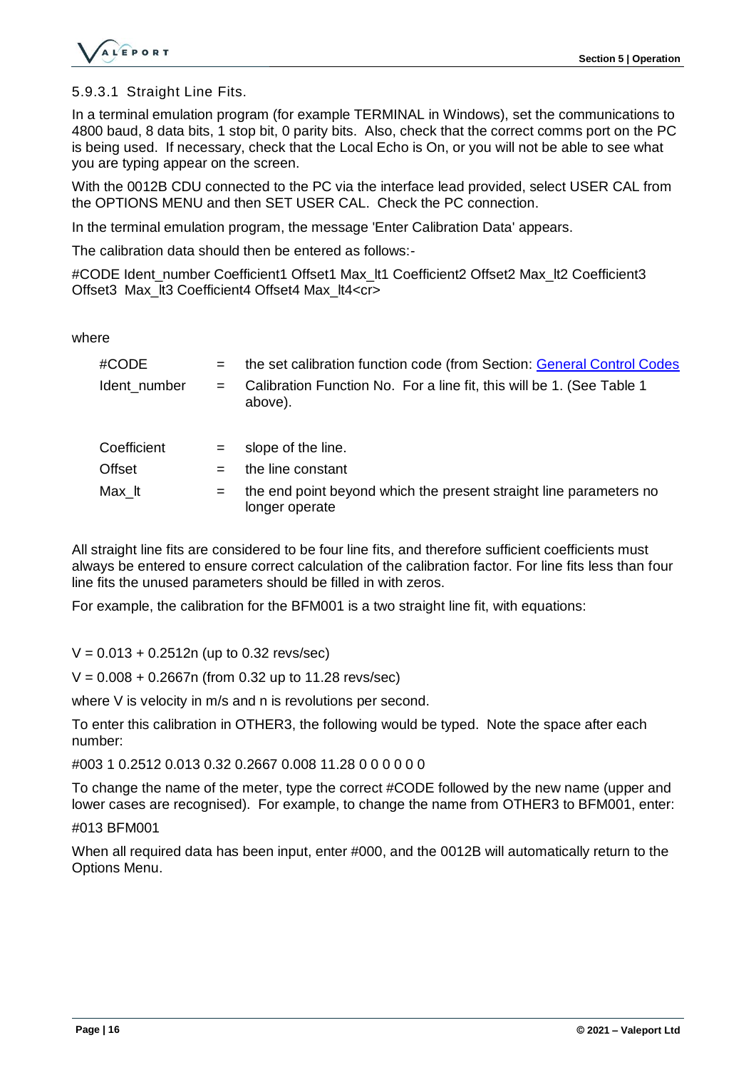#### 5.9.3.1 Straight Line Fits.

In a terminal emulation program (for example TERMINAL in Windows), set the communications to 4800 baud, 8 data bits, 1 stop bit, 0 parity bits. Also, check that the correct comms port on the PC is being used. If necessary, check that the Local Echo is On, or you will not be able to see what you are typing appear on the screen.

With the 0012B CDU connected to the PC via the interface lead provided, select USER CAL from the OPTIONS MENU and then SET USER CAL. Check the PC connection.

In the terminal emulation program, the message 'Enter Calibration Data' appears.

The calibration data should then be entered as follows:-

#CODE Ident_number Coefficient1 Offset1 Max_lt1 Coefficient2 Offset2 Max_lt2 Coefficient3 Offset3 Max_lt3 Coefficient4 Offset4 Max_lt4<cr>

where

| | | |
|---|---|---|
| #CODE | = | the set calibration function code (from Section: General Control Codes |
| Ident_number | = | Calibration Function No. For a line fit, this will be 1. (See Table 1 above). |
| Coefficient | = | slope of the line. |
| Offset | = | the line constant |
| Max_lt | = | the end point beyond which the present straight line parameters no longer operate |

All straight line fits are considered to be four line fits, and therefore sufficient coefficients must always be entered to ensure correct calculation of the calibration factor. For line fits less than four line fits the unused parameters should be filled in with zeros.

For example, the calibration for the BFM001 is a two straight line fit, with equations:

$V = 0.013 + 0.2512n$ (up to 0.32 revs/sec)

$V = 0.008 + 0.2667n$ (from 0.32 up to 11.28 revs/sec)

where V is velocity in m/s and n is revolutions per second.

To enter this calibration in OTHER3, the following would be typed. Note the space after each number:

#003 1 0.2512 0.013 0.32 0.2667 0.008 11.28 0 0 0 0 0 0

To change the name of the meter, type the correct #CODE followed by the new name (upper and lower cases are recognised). For example, to change the name from OTHER3 to BFM001, enter:

#013 BFM001

When all required data has been input, enter #000, and the 0012B will automatically return to the Options Menu.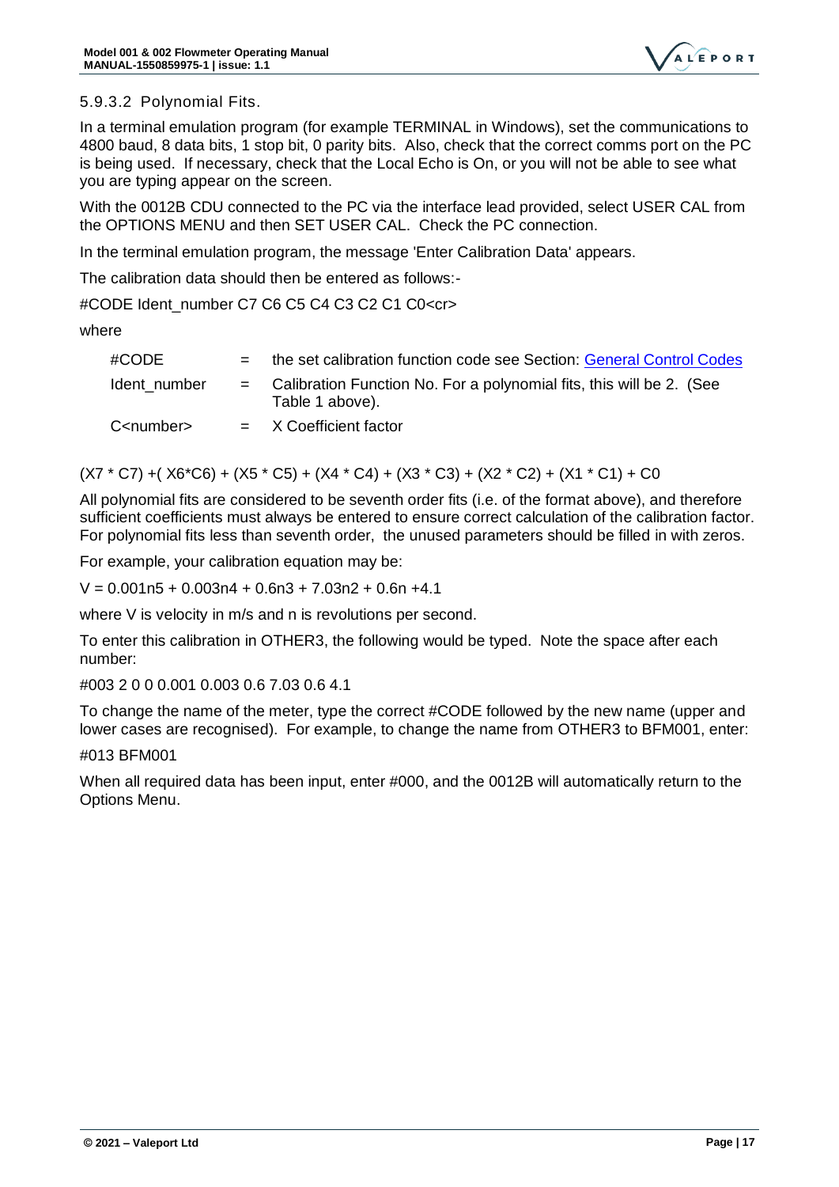### 5.9.3.2 Polynomial Fits.

In a terminal emulation program (for example TERMINAL in Windows), set the communications to 4800 baud, 8 data bits, 1 stop bit, 0 parity bits. Also, check that the correct comms port on the PC is being used. If necessary, check that the Local Echo is On, or you will not be able to see what you are typing appear on the screen.

With the 0012B CDU connected to the PC via the interface lead provided, select USER CAL from the OPTIONS MENU and then SET USER CAL. Check the PC connection.

In the terminal emulation program, the message 'Enter Calibration Data' appears.

The calibration data should then be entered as follows:-

#CODE Ident_number C7 C6 C5 C4 C3 C2 C1 C0<cr>

where

| | | |
|---|---|---|
| #CODE | = | the set calibration function code see Section: General Control Codes |
| Ident_number | = | Calibration Function No. For a polynomial fits, this will be 2. (See Table 1 above). |
| C<number> | = | X Coefficient factor |

(X7 * C7) +( X6*C6) + (X5 * C5) + (X4 * C4) + (X3 * C3) + (X2 * C2) + (X1 * C1) + C0

All polynomial fits are considered to be seventh order fits (i.e. of the format above), and therefore sufficient coefficients must always be entered to ensure correct calculation of the calibration factor. For polynomial fits less than seventh order, the unused parameters should be filled in with zeros.

For example, your calibration equation may be:

V = 0.001n5 + 0.003n4 + 0.6n3 + 7.03n2 + 0.6n +4.1

where V is velocity in m/s and n is revolutions per second.

To enter this calibration in OTHER3, the following would be typed. Note the space after each number:

#003 2 0 0 0.001 0.003 0.6 7.03 0.6 4.1

To change the name of the meter, type the correct #CODE followed by the new name (upper and lower cases are recognised). For example, to change the name from OTHER3 to BFM001, enter:

#013 BFM001

When all required data has been input, enter #000, and the 0012B will automatically return to the Options Menu.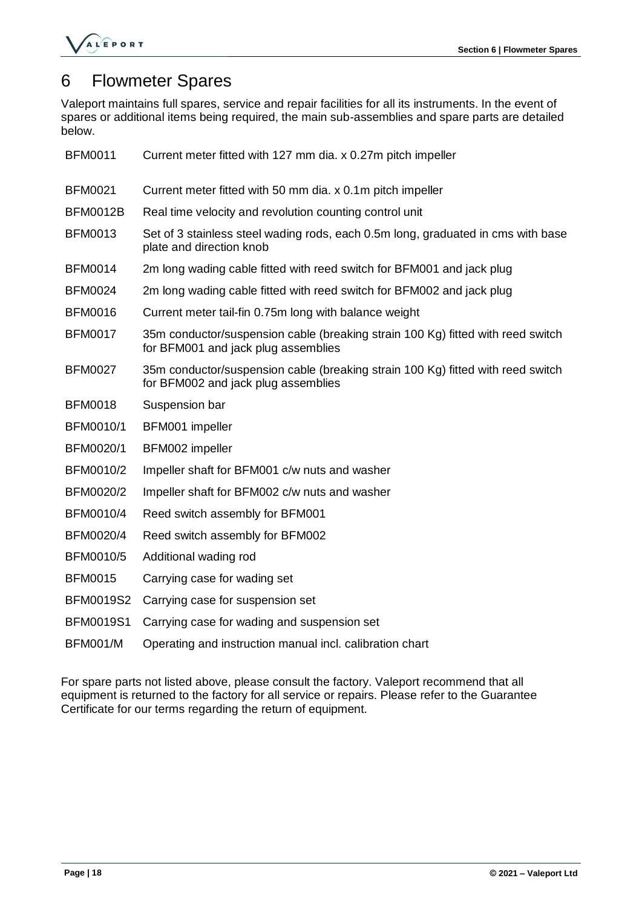# 6 Flowmeter Spares

Valeport maintains full spares, service and repair facilities for all its instruments. In the event of spares or additional items being required, the main sub-assemblies and spare parts are detailed below.

| | |
|---|---|
| BFM0011 | Current meter fitted with 127 mm dia. x 0.27m pitch impeller |
| BFM0021 | Current meter fitted with 50 mm dia. x 0.1m pitch impeller |
| BFM0012B | Real time velocity and revolution counting control unit |
| BFM0013 | Set of 3 stainless steel wading rods, each 0.5m long, graduated in cms with base plate and direction knob |
| BFM0014 | 2m long wading cable fitted with reed switch for BFM001 and jack plug |
| BFM0024 | 2m long wading cable fitted with reed switch for BFM002 and jack plug |
| BFM0016 | Current meter tail-fin 0.75m long with balance weight |
| BFM0017 | 35m conductor/suspension cable (breaking strain 100 Kg) fitted with reed switch for BFM001 and jack plug assemblies |
| BFM0027 | 35m conductor/suspension cable (breaking strain 100 Kg) fitted with reed switch for BFM002 and jack plug assemblies |
| BFM0018 | Suspension bar |
| BFM0010/1 | BFM001 impeller |
| BFM0020/1 | BFM002 impeller |
| BFM0010/2 | Impeller shaft for BFM001 c/w nuts and washer |
| BFM0020/2 | Impeller shaft for BFM002 c/w nuts and washer |
| BFM0010/4 | Reed switch assembly for BFM001 |
| BFM0020/4 | Reed switch assembly for BFM002 |
| BFM0010/5 | Additional wading rod |
| BFM0015 | Carrying case for wading set |
| BFM0019S2 | Carrying case for suspension set |
| BFM0019S1 | Carrying case for wading and suspension set |
| BFM001/M | Operating and instruction manual incl. calibration chart |

For spare parts not listed above, please consult the factory. Valeport recommend that all equipment is returned to the factory for all service or repairs. Please refer to the Guarantee Certificate for our terms regarding the return of equipment.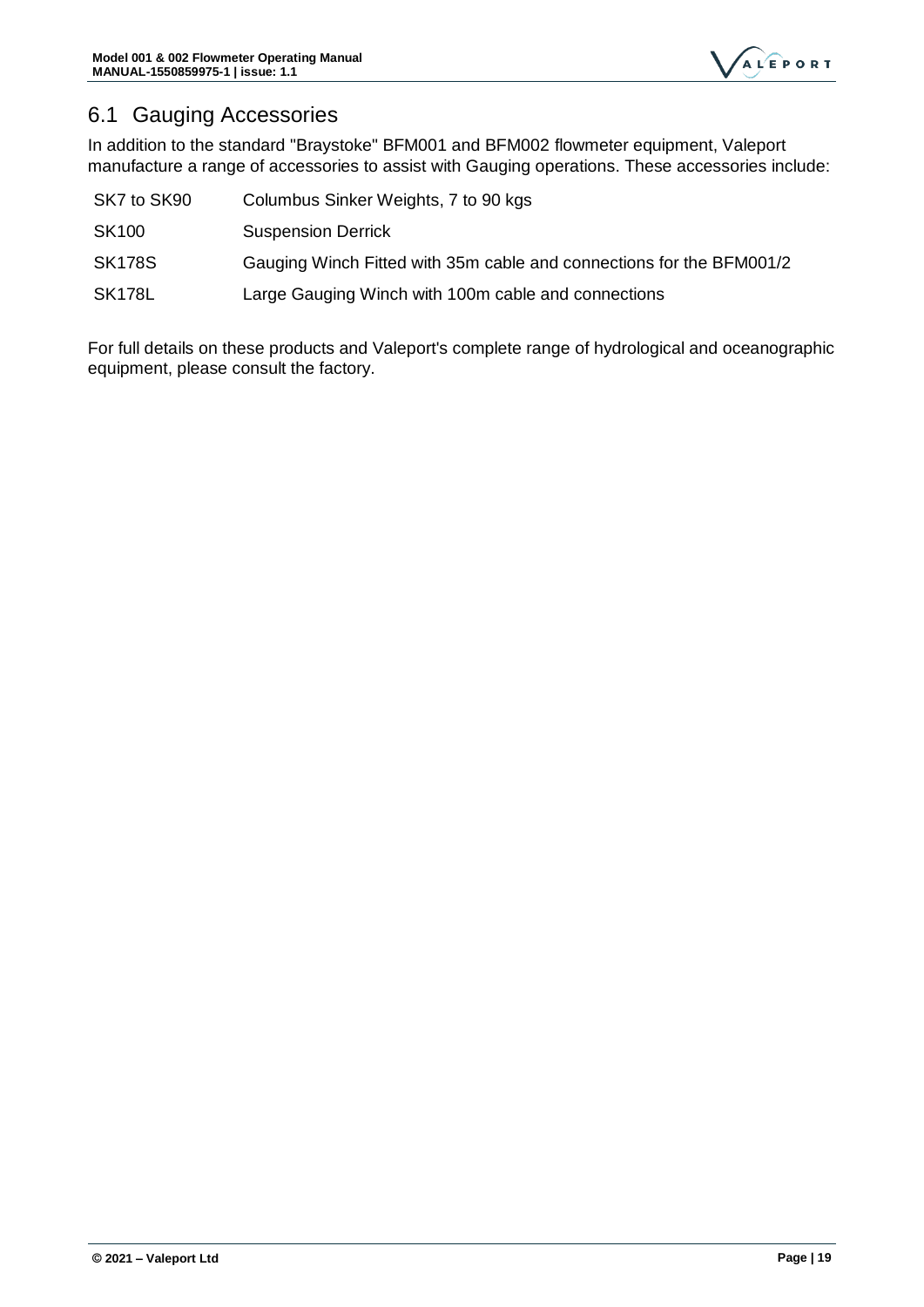## 6.1 Gauging Accessories

In addition to the standard "Braystoke" BFM001 and BFM002 flowmeter equipment, Valeport manufacture a range of accessories to assist with Gauging operations. These accessories include:

| | |
|---|---|
| SK7 to SK90 | Columbus Sinker Weights, 7 to 90 kgs |
| SK100 | Suspension Derrick |
| SK178S | Gauging Winch Fitted with 35m cable and connections for the BFM001/2 |
| SK178L | Large Gauging Winch with 100m cable and connections |

For full details on these products and Valeport's complete range of hydrological and oceanographic equipment, please consult the factory.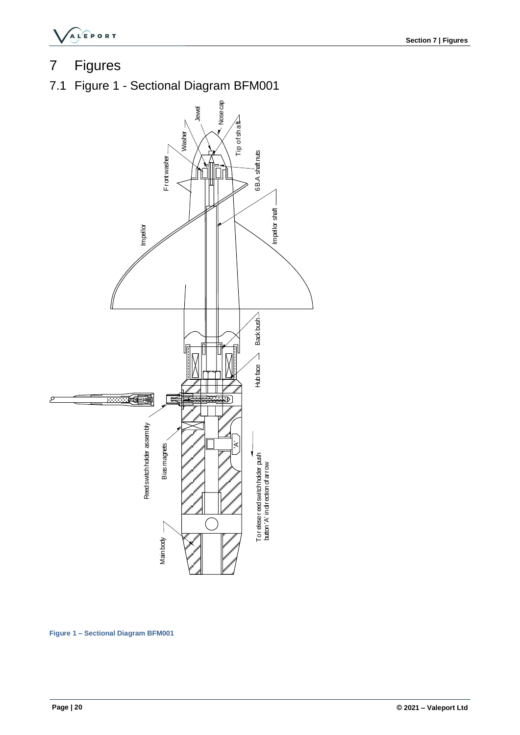# 7 Figures

## 7.1 Figure 1 - Sectional Diagram BFM001

Figure 1 – Sectional Diagram BFM001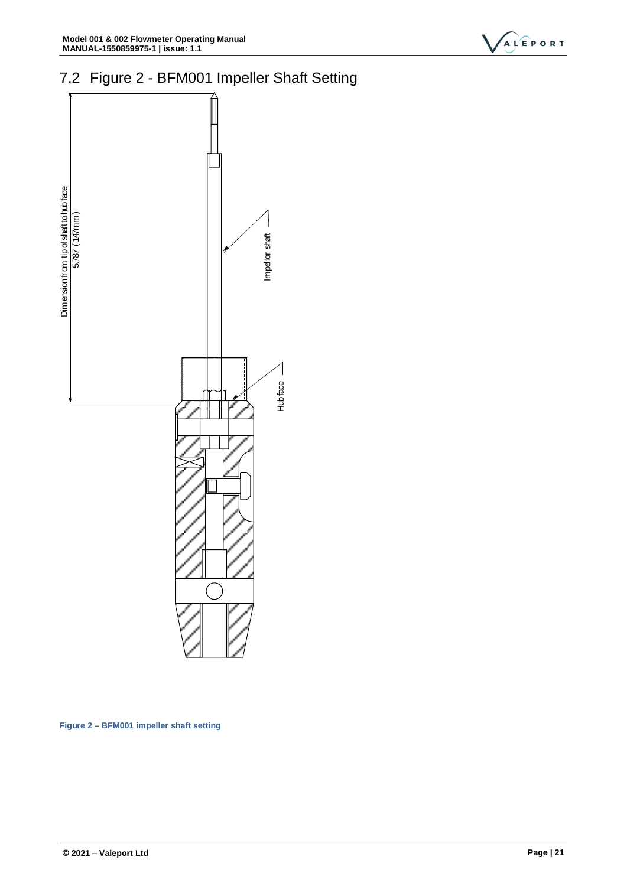## 7.2 Figure 2 - BFM001 Impeller Shaft Setting

Dimension from tip of shaft to hub face
5.787 (147mm)

Impellor shaft

Hub face

**Figure 2 – BFM001 impeller shaft setting**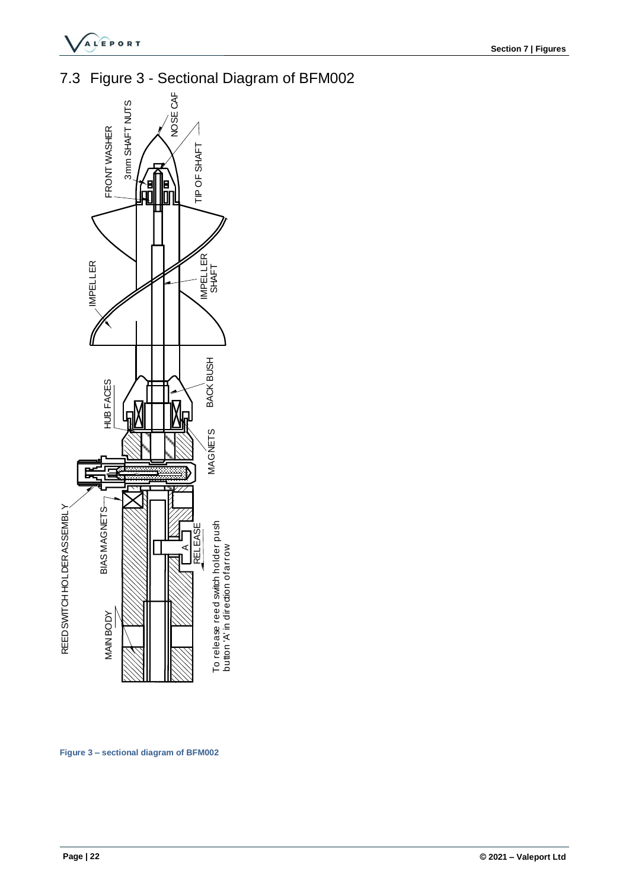## 7.3 Figure 3 - Sectional Diagram of BFM002

Figure 3 – sectional diagram of BFM002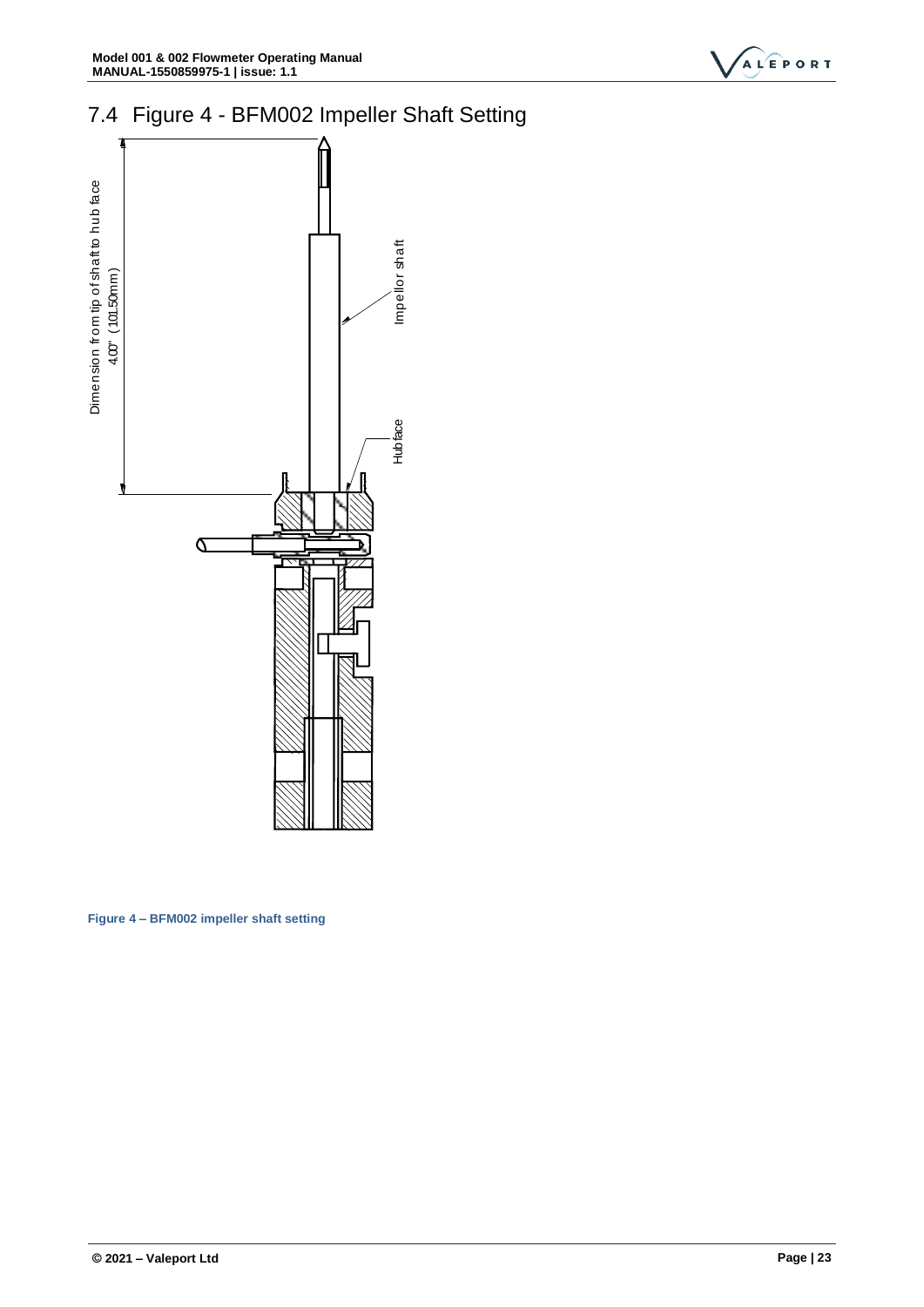## 7.4 Figure 4 - BFM002 Impeller Shaft Setting

Dimension from tip of shaft to hub face
4.00" (101.50mm)

Impellor shaft

Hub face

**Figure 4 – BFM002 impeller shaft setting**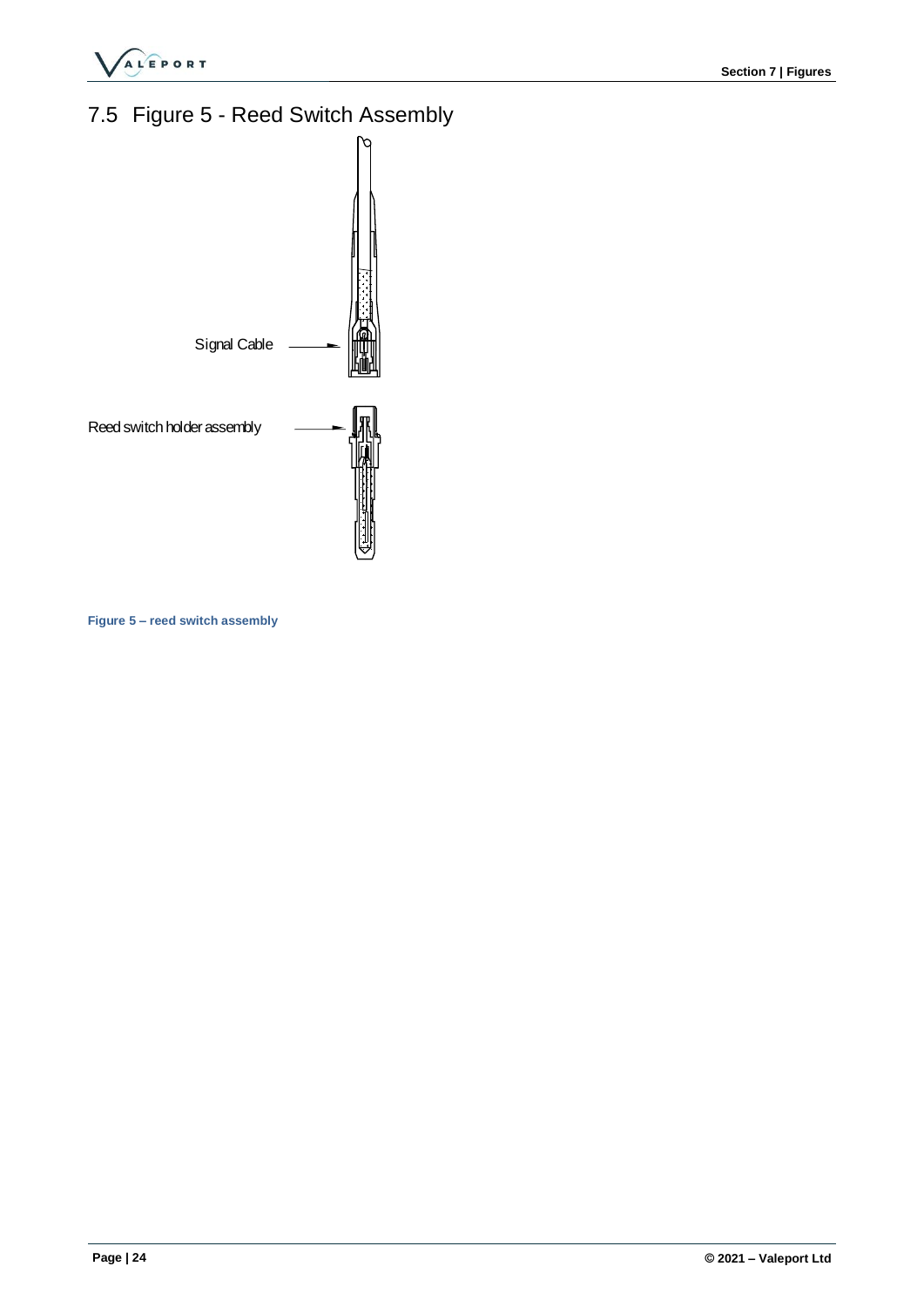## 7.5 Figure 5 - Reed Switch Assembly

Signal Cable

Reed switch holder assembly

Figure 5 – reed switch assembly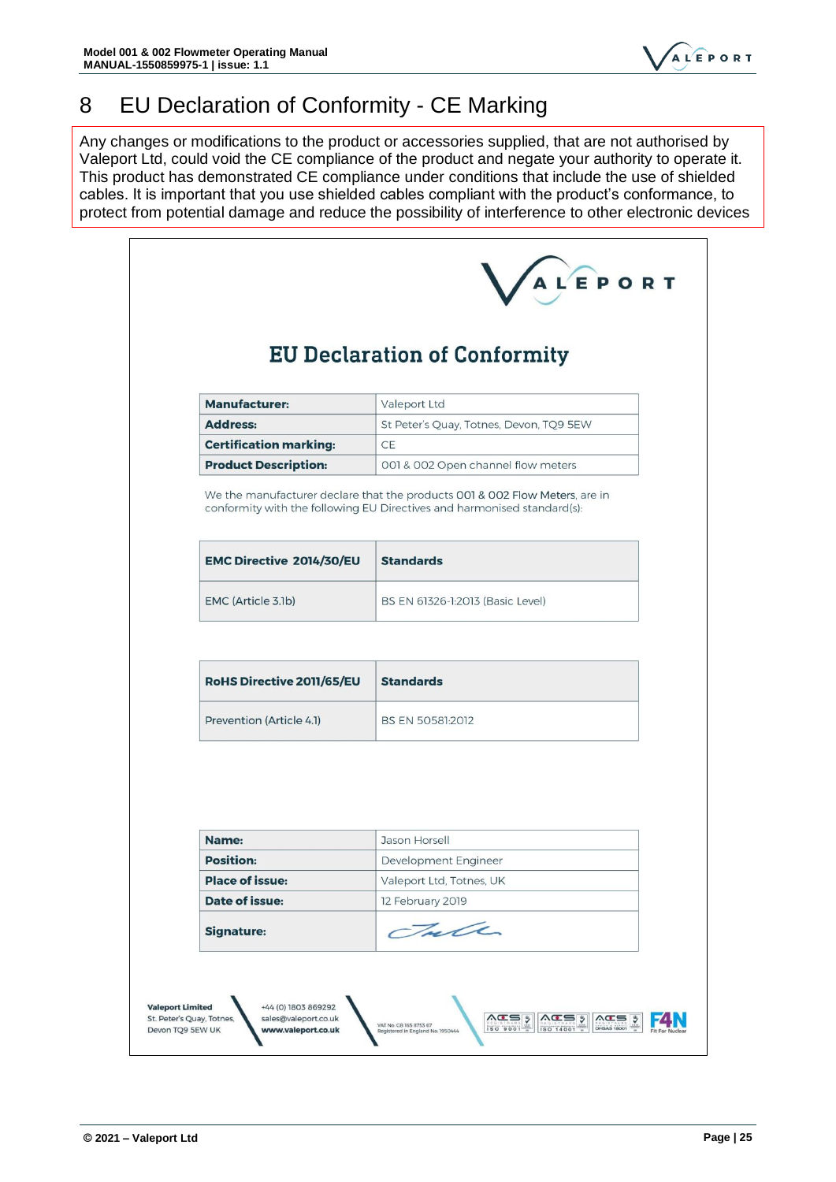# 8 EU Declaration of Conformity - CE Marking

Any changes or modifications to the product or accessories supplied, that are not authorised by Valeport Ltd, could void the CE compliance of the product and negate your authority to operate it. This product has demonstrated CE compliance under conditions that include the use of shielded cables. It is important that you use shielded cables compliant with the product's conformance, to protect from potential damage and reduce the possibility of interference to other electronic devices

VALEPORT

## EU Declaration of Conformity

| | |
|---|---|
| **Manufacturer:** | Valeport Ltd |
| **Address:** | St Peter's Quay, Totnes, Devon, TQ9 5EW |
| **Certification marking:** | CE |
| **Product Description:** | 001 & 002 Open channel flow meters |

We the manufacturer declare that the products 001 & 002 Flow Meters, are in conformity with the following EU Directives and harmonised standard(s):

| EMC Directive 2014/30/EU | Standards |
|---|---|
| EMC (Article 3.1b) | BS EN 61326-1:2013 (Basic Level) |

| RoHS Directive 2011/65/EU | Standards |
|---|---|
| Prevention (Article 4.1) | BS EN 50581:2012 |

| | |
|---|---|
| **Name:** | Jason Horsell |
| **Position:** | Development Engineer |
| **Place of issue:** | Valeport Ltd, Totnes, UK |
| **Date of issue:** | 12 February 2019 |
| **Signature:** | |

**Valeport Limited**
St. Peter's Quay, Totnes,
Devon TQ9 5EW UK

+44 (0) 1803 869292
sales@valeport.co.uk
**www.valeport.co.uk**

VAT No: GB 165 8753 67
Registered in England No. 1950444

ISO 9001 | ISO 14001 | OHSAS 18001 | F4N Fit For Nuclear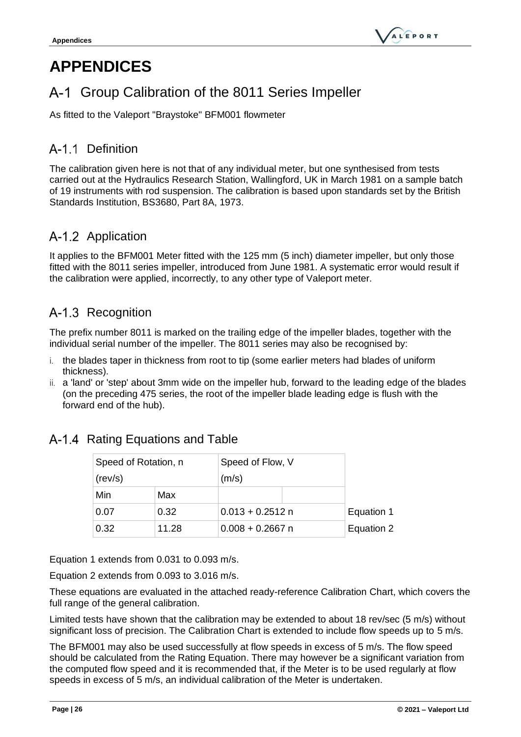# APPENDICES

## A-1 Group Calibration of the 8011 Series Impeller

As fitted to the Valeport "Braystoke" BFM001 flowmeter

### A-1.1 Definition

The calibration given here is not that of any individual meter, but one synthesised from tests carried out at the Hydraulics Research Station, Wallingford, UK in March 1981 on a sample batch of 19 instruments with rod suspension. The calibration is based upon standards set by the British Standards Institution, BS3680, Part 8A, 1973.

### A-1.2 Application

It applies to the BFM001 Meter fitted with the 125 mm (5 inch) diameter impeller, but only those fitted with the 8011 series impeller, introduced from June 1981. A systematic error would result if the calibration were applied, incorrectly, to any other type of Valeport meter.

### A-1.3 Recognition

The prefix number 8011 is marked on the trailing edge of the impeller blades, together with the individual serial number of the impeller. The 8011 series may also be recognised by:

i. the blades taper in thickness from root to tip (some earlier meters had blades of uniform thickness).
ii. a 'land' or 'step' about 3mm wide on the impeller hub, forward to the leading edge of the blades (on the preceding 475 series, the root of the impeller blade leading edge is flush with the forward end of the hub).

### A-1.4 Rating Equations and Table

| Speed of Rotation, n (rev/s) | | Speed of Flow, V (m/s) | |
|---|---|---|---|
| Min | Max | | |
| 0.07 | 0.32 | $0.013 + 0.2512\ n$ | Equation 1 |
| 0.32 | 11.28 | $0.008 + 0.2667\ n$ | Equation 2 |

Equation 1 extends from 0.031 to 0.093 m/s.

Equation 2 extends from 0.093 to 3.016 m/s.

These equations are evaluated in the attached ready-reference Calibration Chart, which covers the full range of the general calibration.

Limited tests have shown that the calibration may be extended to about 18 rev/sec (5 m/s) without significant loss of precision. The Calibration Chart is extended to include flow speeds up to 5 m/s.

The BFM001 may also be used successfully at flow speeds in excess of 5 m/s. The flow speed should be calculated from the Rating Equation. There may however be a significant variation from the computed flow speed and it is recommended that, if the Meter is to be used regularly at flow speeds in excess of 5 m/s, an individual calibration of the Meter is undertaken.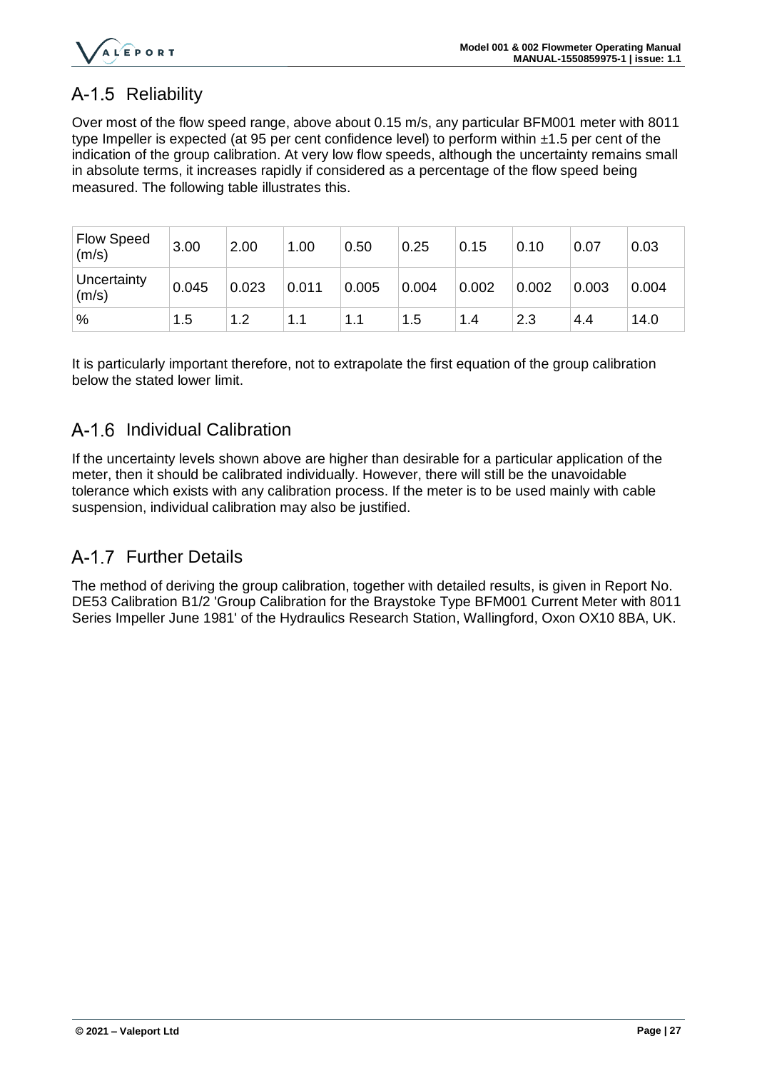## A-1.5 Reliability

Over most of the flow speed range, above about 0.15 m/s, any particular BFM001 meter with 8011 type Impeller is expected (at 95 per cent confidence level) to perform within ±1.5 per cent of the indication of the group calibration. At very low flow speeds, although the uncertainty remains small in absolute terms, it increases rapidly if considered as a percentage of the flow speed being measured. The following table illustrates this.

| Flow Speed (m/s) | 3.00 | 2.00 | 1.00 | 0.50 | 0.25 | 0.15 | 0.10 | 0.07 | 0.03 |
|---|---|---|---|---|---|---|---|---|---|
| Uncertainty (m/s) | 0.045 | 0.023 | 0.011 | 0.005 | 0.004 | 0.002 | 0.002 | 0.003 | 0.004 |
| % | 1.5 | 1.2 | 1.1 | 1.1 | 1.5 | 1.4 | 2.3 | 4.4 | 14.0 |

It is particularly important therefore, not to extrapolate the first equation of the group calibration below the stated lower limit.

## A-1.6 Individual Calibration

If the uncertainty levels shown above are higher than desirable for a particular application of the meter, then it should be calibrated individually. However, there will still be the unavoidable tolerance which exists with any calibration process. If the meter is to be used mainly with cable suspension, individual calibration may also be justified.

## A-1.7 Further Details

The method of deriving the group calibration, together with detailed results, is given in Report No. DE53 Calibration B1/2 'Group Calibration for the Braystoke Type BFM001 Current Meter with 8011 Series Impeller June 1981' of the Hydraulics Research Station, Wallingford, Oxon OX10 8BA, UK.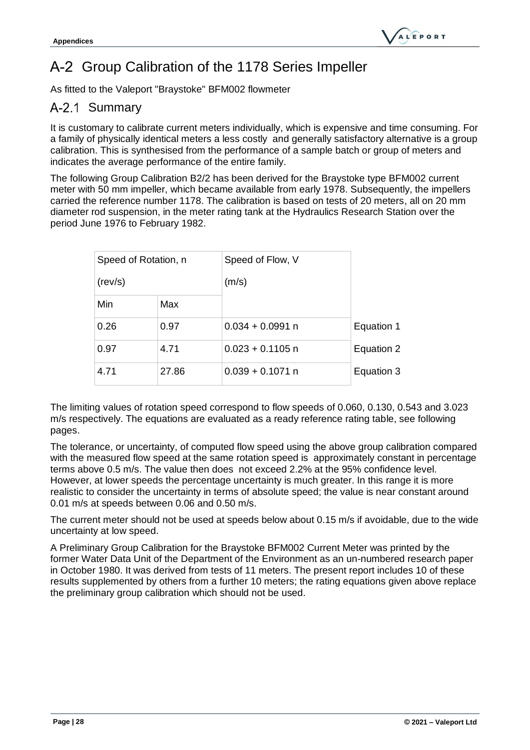# A-2 Group Calibration of the 1178 Series Impeller

As fitted to the Valeport "Braystoke" BFM002 flowmeter

## A-2.1 Summary

It is customary to calibrate current meters individually, which is expensive and time consuming. For a family of physically identical meters a less costly and generally satisfactory alternative is a group calibration. This is synthesised from the performance of a sample batch or group of meters and indicates the average performance of the entire family.

The following Group Calibration B2/2 has been derived for the Braystoke type BFM002 current meter with 50 mm impeller, which became available from early 1978. Subsequently, the impellers carried the reference number 1178. The calibration is based on tests of 20 meters, all on 20 mm diameter rod suspension, in the meter rating tank at the Hydraulics Research Station over the period June 1976 to February 1982.

| Speed of Rotation, n (rev/s) | | Speed of Flow, V (m/s) | |
|---|---|---|---|
| Min | Max | | |
| 0.26 | 0.97 | $0.034 + 0.0991\ n$ | Equation 1 |
| 0.97 | 4.71 | $0.023 + 0.1105\ n$ | Equation 2 |
| 4.71 | 27.86 | $0.039 + 0.1071\ n$ | Equation 3 |

The limiting values of rotation speed correspond to flow speeds of 0.060, 0.130, 0.543 and 3.023 m/s respectively. The equations are evaluated as a ready reference rating table, see following pages.

The tolerance, or uncertainty, of computed flow speed using the above group calibration compared with the measured flow speed at the same rotation speed is approximately constant in percentage terms above 0.5 m/s. The value then does not exceed 2.2% at the 95% confidence level. However, at lower speeds the percentage uncertainty is much greater. In this range it is more realistic to consider the uncertainty in terms of absolute speed; the value is near constant around 0.01 m/s at speeds between 0.06 and 0.50 m/s.

The current meter should not be used at speeds below about 0.15 m/s if avoidable, due to the wide uncertainty at low speed.

A Preliminary Group Calibration for the Braystoke BFM002 Current Meter was printed by the former Water Data Unit of the Department of the Environment as an un-numbered research paper in October 1980. It was derived from tests of 11 meters. The present report includes 10 of these results supplemented by others from a further 10 meters; the rating equations given above replace the preliminary group calibration which should not be used.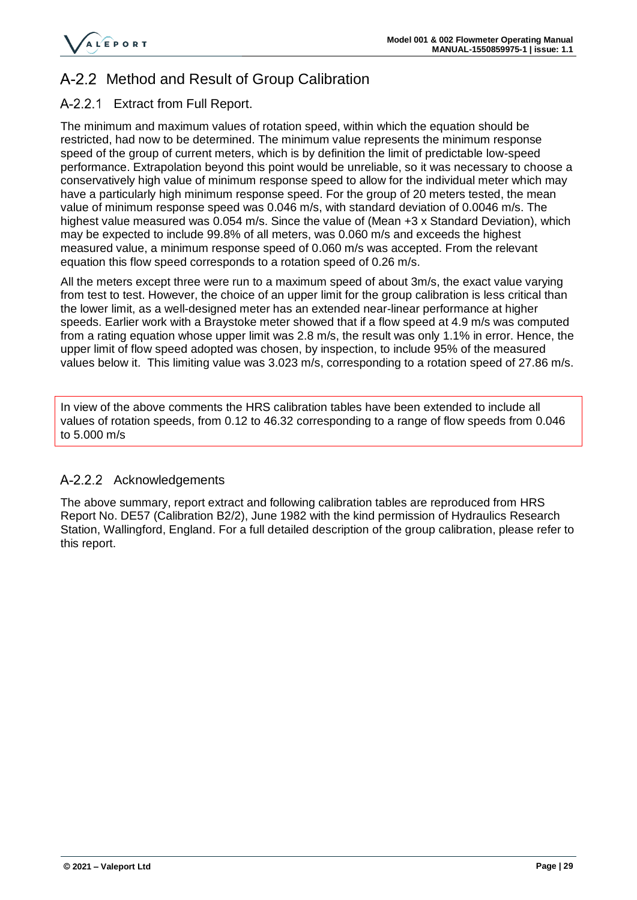## A-2.2 Method and Result of Group Calibration

### A-2.2.1 Extract from Full Report.

The minimum and maximum values of rotation speed, within which the equation should be restricted, had now to be determined. The minimum value represents the minimum response speed of the group of current meters, which is by definition the limit of predictable low-speed performance. Extrapolation beyond this point would be unreliable, so it was necessary to choose a conservatively high value of minimum response speed to allow for the individual meter which may have a particularly high minimum response speed. For the group of 20 meters tested, the mean value of minimum response speed was 0.046 m/s, with standard deviation of 0.0046 m/s. The highest value measured was 0.054 m/s. Since the value of (Mean +3 x Standard Deviation), which may be expected to include 99.8% of all meters, was 0.060 m/s and exceeds the highest measured value, a minimum response speed of 0.060 m/s was accepted. From the relevant equation this flow speed corresponds to a rotation speed of 0.26 m/s.

All the meters except three were run to a maximum speed of about 3m/s, the exact value varying from test to test. However, the choice of an upper limit for the group calibration is less critical than the lower limit, as a well-designed meter has an extended near-linear performance at higher speeds. Earlier work with a Braystoke meter showed that if a flow speed at 4.9 m/s was computed from a rating equation whose upper limit was 2.8 m/s, the result was only 1.1% in error. Hence, the upper limit of flow speed adopted was chosen, by inspection, to include 95% of the measured values below it. This limiting value was 3.023 m/s, corresponding to a rotation speed of 27.86 m/s.

In view of the above comments the HRS calibration tables have been extended to include all values of rotation speeds, from 0.12 to 46.32 corresponding to a range of flow speeds from 0.046 to 5.000 m/s

### A-2.2.2 Acknowledgements

The above summary, report extract and following calibration tables are reproduced from HRS Report No. DE57 (Calibration B2/2), June 1982 with the kind permission of Hydraulics Research Station, Wallingford, England. For a full detailed description of the group calibration, please refer to this report.